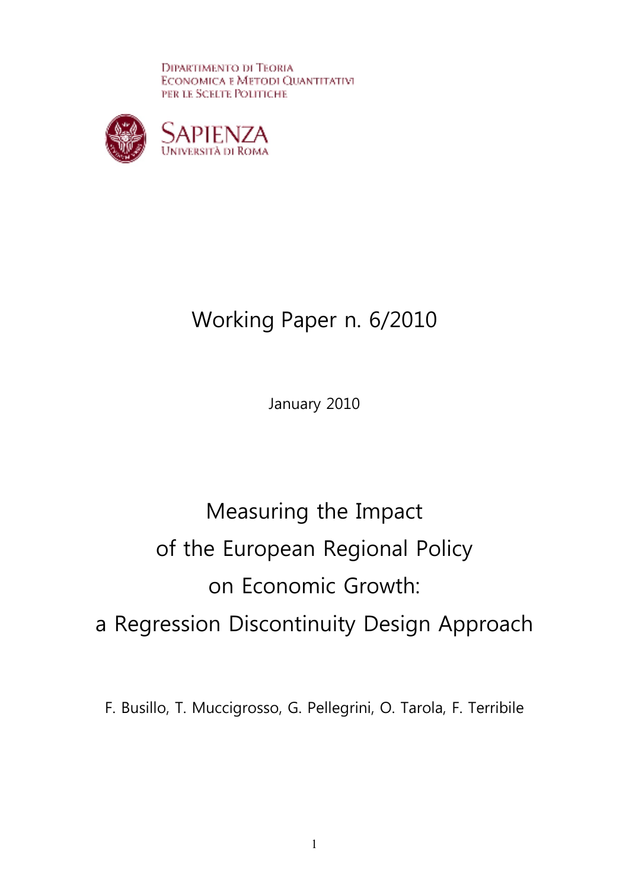Dipartimento di Teoria
Economica e Metodi Quantitativi
per le Scelte Politiche

Sapienza
Università di Roma

Working Paper n. 6/2010

January 2010

# Measuring the Impact of the European Regional Policy on Economic Growth: a Regression Discontinuity Design Approach

F. Busillo, T. Muccigrosso, G. Pellegrini, O. Tarola, F. Terribile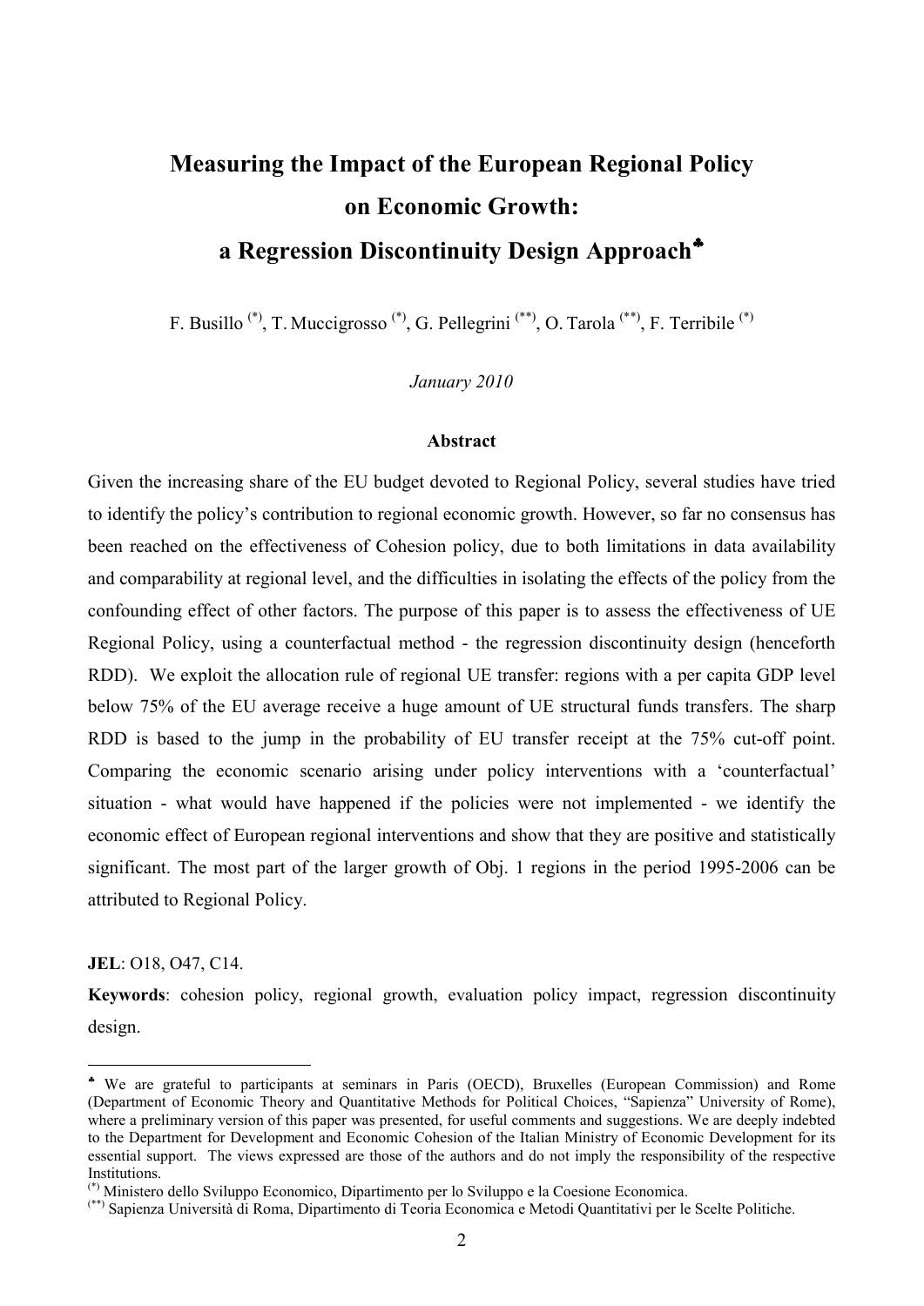# Measuring the Impact of the European Regional Policy on Economic Growth: a Regression Discontinuity Design Approach[♣]

F. Busillo [(*)], T. Muccigrosso [(*)], G. Pellegrini [(**)], O. Tarola [(**)], F. Terribile [(*)]

*January 2010*

### Abstract

Given the increasing share of the EU budget devoted to Regional Policy, several studies have tried to identify the policy's contribution to regional economic growth. However, so far no consensus has been reached on the effectiveness of Cohesion policy, due to both limitations in data availability and comparability at regional level, and the difficulties in isolating the effects of the policy from the confounding effect of other factors. The purpose of this paper is to assess the effectiveness of UE Regional Policy, using a counterfactual method - the regression discontinuity design (henceforth RDD). We exploit the allocation rule of regional UE transfer: regions with a per capita GDP level below 75% of the EU average receive a huge amount of UE structural funds transfers. The sharp RDD is based to the jump in the probability of EU transfer receipt at the 75% cut-off point. Comparing the economic scenario arising under policy interventions with a 'counterfactual' situation - what would have happened if the policies were not implemented - we identify the economic effect of European regional interventions and show that they are positive and statistically significant. The most part of the larger growth of Obj. 1 regions in the period 1995-2006 can be attributed to Regional Policy.

**JEL**: O18, O47, C14.

**Keywords**: cohesion policy, regional growth, evaluation policy impact, regression discontinuity design.

---

[♣] We are grateful to participants at seminars in Paris (OECD), Bruxelles (European Commission) and Rome (Department of Economic Theory and Quantitative Methods for Political Choices, "Sapienza" University of Rome), where a preliminary version of this paper was presented, for useful comments and suggestions. We are deeply indebted to the Department for Development and Economic Cohesion of the Italian Ministry of Economic Development for its essential support. The views expressed are those of the authors and do not imply the responsibility of the respective Institutions.

[(*)] Ministero dello Sviluppo Economico, Dipartimento per lo Sviluppo e la Coesione Economica.

[(**)] Sapienza Università di Roma, Dipartimento di Teoria Economica e Metodi Quantitativi per le Scelte Politiche.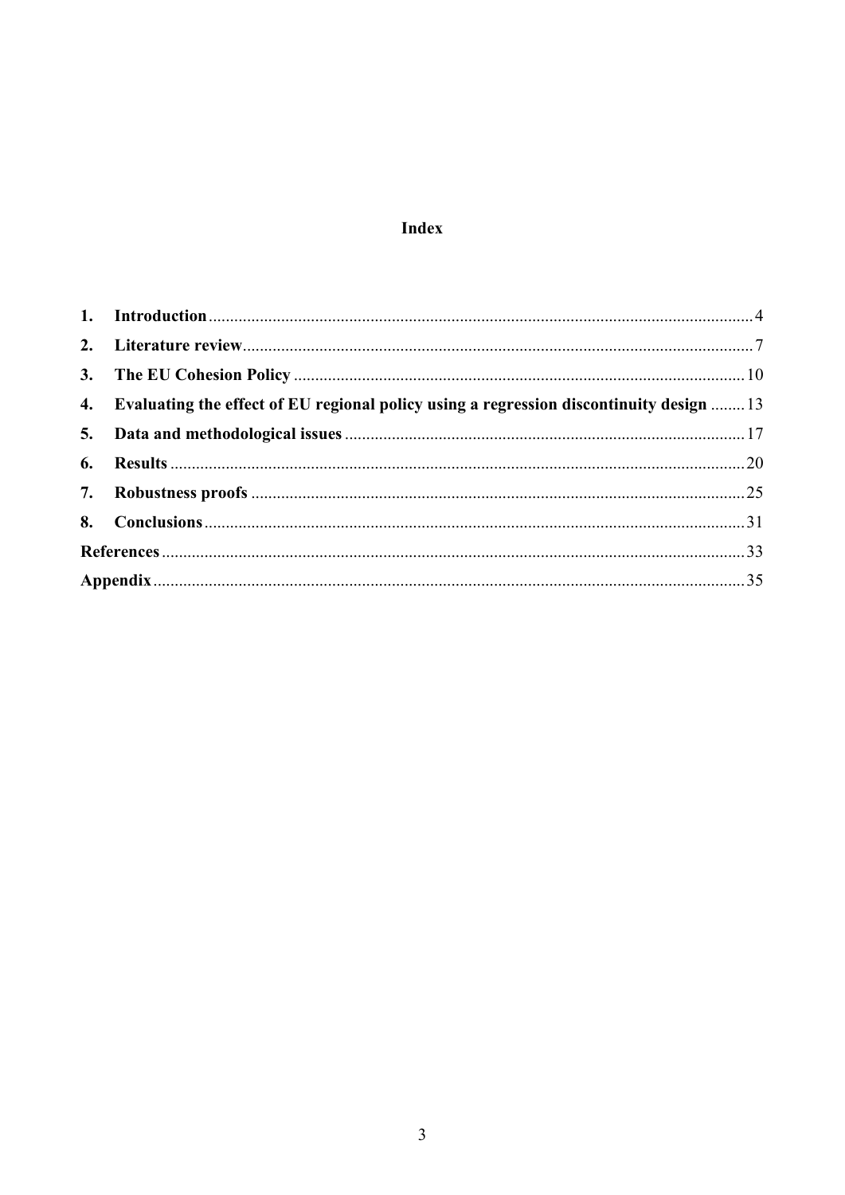# Index

1. **Introduction** .......... 4
2. **Literature review** .......... 7
3. **The EU Cohesion Policy** .......... 10
4. **Evaluating the effect of EU regional policy using a regression discontinuity design** .......... 13
5. **Data and methodological issues** .......... 17
6. **Results** .......... 20
7. **Robustness proofs** .......... 25
8. **Conclusions** .......... 31

**References** .......... 33

**Appendix** .......... 35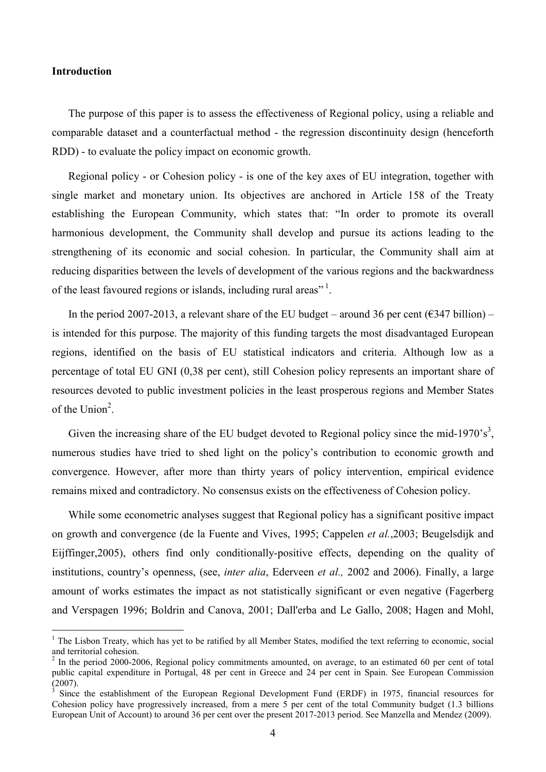## Introduction

The purpose of this paper is to assess the effectiveness of Regional policy, using a reliable and comparable dataset and a counterfactual method - the regression discontinuity design (henceforth RDD) - to evaluate the policy impact on economic growth.

Regional policy - or Cohesion policy - is one of the key axes of EU integration, together with single market and monetary union. Its objectives are anchored in Article 158 of the Treaty establishing the European Community, which states that: "In order to promote its overall harmonious development, the Community shall develop and pursue its actions leading to the strengthening of its economic and social cohesion. In particular, the Community shall aim at reducing disparities between the levels of development of the various regions and the backwardness of the least favoured regions or islands, including rural areas" [1].

In the period 2007-2013, a relevant share of the EU budget – around 36 per cent (€347 billion) – is intended for this purpose. The majority of this funding targets the most disadvantaged European regions, identified on the basis of EU statistical indicators and criteria. Although low as a percentage of total EU GNI (0,38 per cent), still Cohesion policy represents an important share of resources devoted to public investment policies in the least prosperous regions and Member States of the Union[2].

Given the increasing share of the EU budget devoted to Regional policy since the mid-1970's[3], numerous studies have tried to shed light on the policy's contribution to economic growth and convergence. However, after more than thirty years of policy intervention, empirical evidence remains mixed and contradictory. No consensus exists on the effectiveness of Cohesion policy.

While some econometric analyses suggest that Regional policy has a significant positive impact on growth and convergence (de la Fuente and Vives, 1995; Cappelen *et al.*,2003; Beugelsdijk and Eijffinger,2005), others find only conditionally-positive effects, depending on the quality of institutions, country's openness, (see, *inter alia*, Ederveen *et al.,* 2002 and 2006). Finally, a large amount of works estimates the impact as not statistically significant or even negative (Fagerberg and Verspagen 1996; Boldrin and Canova, 2001; Dall'erba and Le Gallo, 2008; Hagen and Mohl,

---

[1] The Lisbon Treaty, which has yet to be ratified by all Member States, modified the text referring to economic, social and territorial cohesion.

[2] In the period 2000-2006, Regional policy commitments amounted, on average, to an estimated 60 per cent of total public capital expenditure in Portugal, 48 per cent in Greece and 24 per cent in Spain. See European Commission (2007).

[3] Since the establishment of the European Regional Development Fund (ERDF) in 1975, financial resources for Cohesion policy have progressively increased, from a mere 5 per cent of the total Community budget (1.3 billions European Unit of Account) to around 36 per cent over the present 2017-2013 period. See Manzella and Mendez (2009).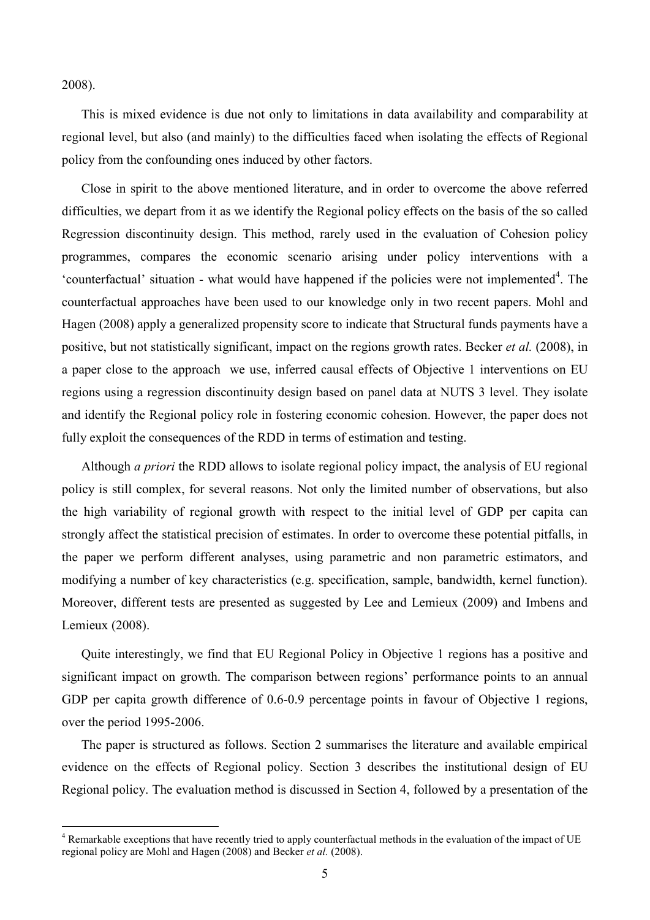2008).

This is mixed evidence is due not only to limitations in data availability and comparability at regional level, but also (and mainly) to the difficulties faced when isolating the effects of Regional policy from the confounding ones induced by other factors.

Close in spirit to the above mentioned literature, and in order to overcome the above referred difficulties, we depart from it as we identify the Regional policy effects on the basis of the so called Regression discontinuity design. This method, rarely used in the evaluation of Cohesion policy programmes, compares the economic scenario arising under policy interventions with a 'counterfactual' situation - what would have happened if the policies were not implemented[4]. The counterfactual approaches have been used to our knowledge only in two recent papers. Mohl and Hagen (2008) apply a generalized propensity score to indicate that Structural funds payments have a positive, but not statistically significant, impact on the regions growth rates. Becker *et al.* (2008), in a paper close to the approach we use, inferred causal effects of Objective 1 interventions on EU regions using a regression discontinuity design based on panel data at NUTS 3 level. They isolate and identify the Regional policy role in fostering economic cohesion. However, the paper does not fully exploit the consequences of the RDD in terms of estimation and testing.

Although *a priori* the RDD allows to isolate regional policy impact, the analysis of EU regional policy is still complex, for several reasons. Not only the limited number of observations, but also the high variability of regional growth with respect to the initial level of GDP per capita can strongly affect the statistical precision of estimates. In order to overcome these potential pitfalls, in the paper we perform different analyses, using parametric and non parametric estimators, and modifying a number of key characteristics (e.g. specification, sample, bandwidth, kernel function). Moreover, different tests are presented as suggested by Lee and Lemieux (2009) and Imbens and Lemieux (2008).

Quite interestingly, we find that EU Regional Policy in Objective 1 regions has a positive and significant impact on growth. The comparison between regions' performance points to an annual GDP per capita growth difference of 0.6-0.9 percentage points in favour of Objective 1 regions, over the period 1995-2006.

The paper is structured as follows. Section 2 summarises the literature and available empirical evidence on the effects of Regional policy. Section 3 describes the institutional design of EU Regional policy. The evaluation method is discussed in Section 4, followed by a presentation of the

[4] Remarkable exceptions that have recently tried to apply counterfactual methods in the evaluation of the impact of UE regional policy are Mohl and Hagen (2008) and Becker *et al.* (2008).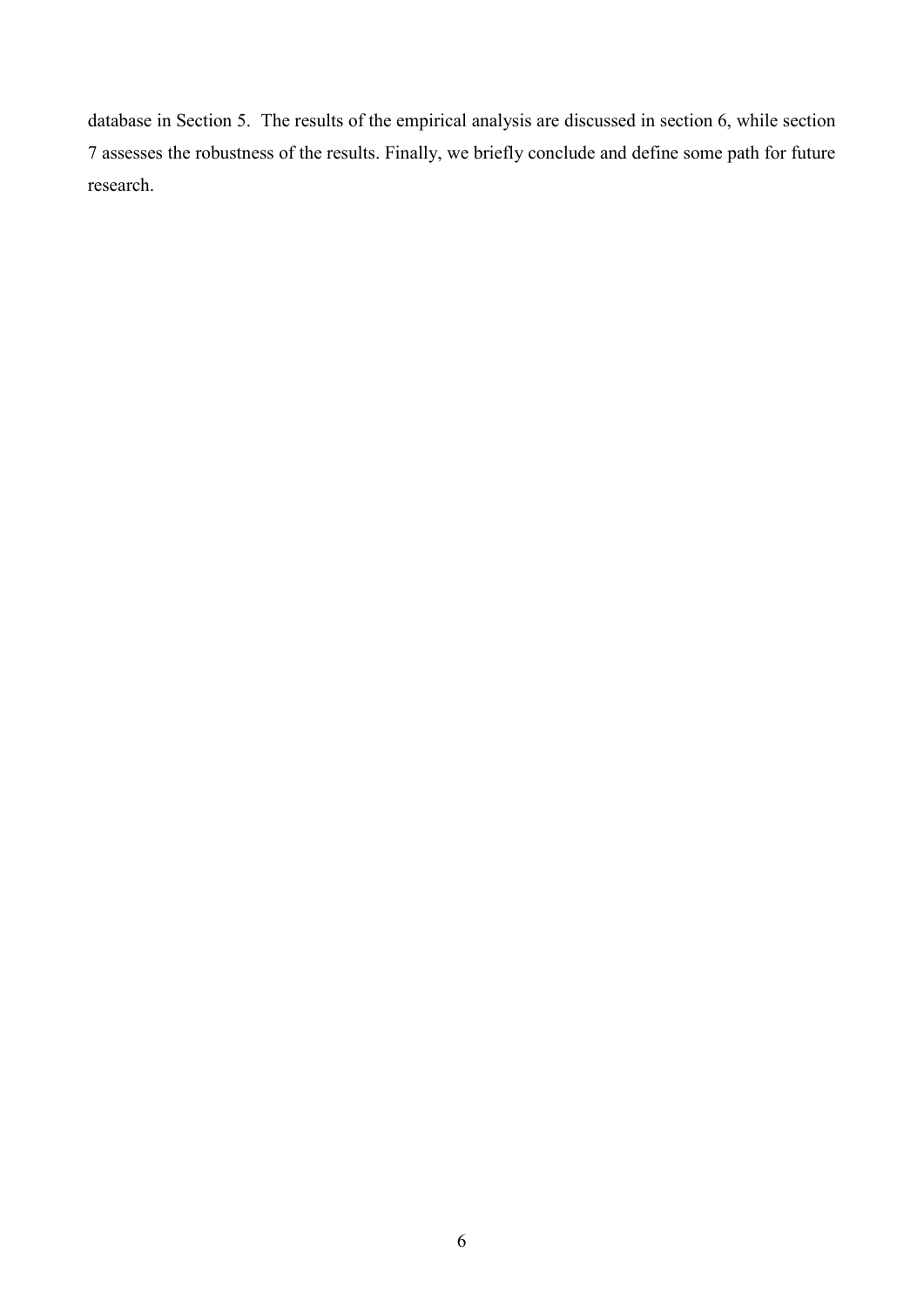database in Section 5. The results of the empirical analysis are discussed in section 6, while section 7 assesses the robustness of the results. Finally, we briefly conclude and define some path for future research.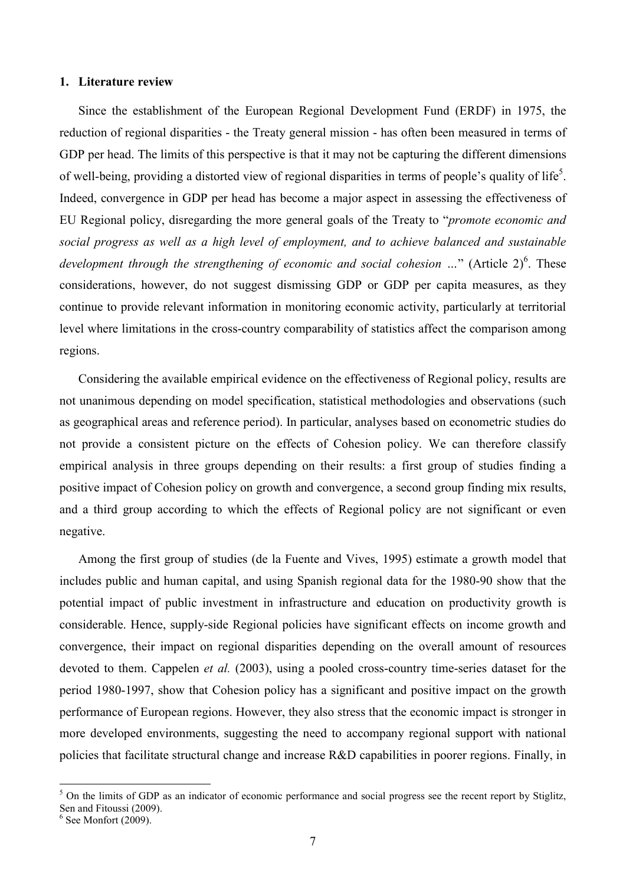## 1. Literature review

Since the establishment of the European Regional Development Fund (ERDF) in 1975, the reduction of regional disparities - the Treaty general mission - has often been measured in terms of GDP per head. The limits of this perspective is that it may not be capturing the different dimensions of well-being, providing a distorted view of regional disparities in terms of people's quality of life[5]. Indeed, convergence in GDP per head has become a major aspect in assessing the effectiveness of EU Regional policy, disregarding the more general goals of the Treaty to "*promote economic and social progress as well as a high level of employment, and to achieve balanced and sustainable development through the strengthening of economic and social cohesion …*" (Article 2)[6]. These considerations, however, do not suggest dismissing GDP or GDP per capita measures, as they continue to provide relevant information in monitoring economic activity, particularly at territorial level where limitations in the cross-country comparability of statistics affect the comparison among regions.

Considering the available empirical evidence on the effectiveness of Regional policy, results are not unanimous depending on model specification, statistical methodologies and observations (such as geographical areas and reference period). In particular, analyses based on econometric studies do not provide a consistent picture on the effects of Cohesion policy. We can therefore classify empirical analysis in three groups depending on their results: a first group of studies finding a positive impact of Cohesion policy on growth and convergence, a second group finding mix results, and a third group according to which the effects of Regional policy are not significant or even negative.

Among the first group of studies (de la Fuente and Vives, 1995) estimate a growth model that includes public and human capital, and using Spanish regional data for the 1980-90 show that the potential impact of public investment in infrastructure and education on productivity growth is considerable. Hence, supply-side Regional policies have significant effects on income growth and convergence, their impact on regional disparities depending on the overall amount of resources devoted to them. Cappelen *et al.* (2003), using a pooled cross-country time-series dataset for the period 1980-1997, show that Cohesion policy has a significant and positive impact on the growth performance of European regions. However, they also stress that the economic impact is stronger in more developed environments, suggesting the need to accompany regional support with national policies that facilitate structural change and increase R&D capabilities in poorer regions. Finally, in

---

[5] On the limits of GDP as an indicator of economic performance and social progress see the recent report by Stiglitz, Sen and Fitoussi (2009).

[6] See Monfort (2009).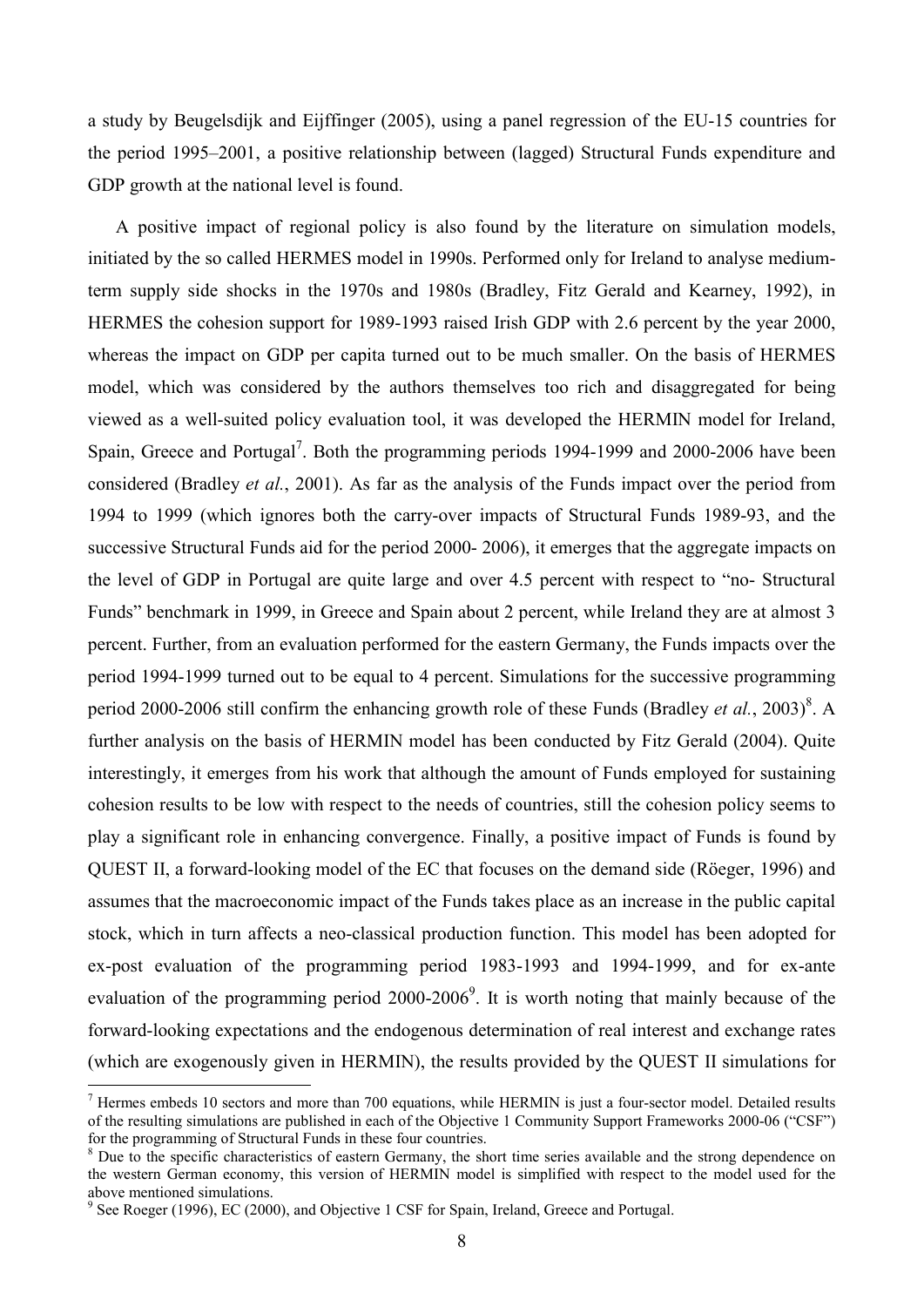a study by Beugelsdijk and Eijffinger (2005), using a panel regression of the EU-15 countries for the period 1995–2001, a positive relationship between (lagged) Structural Funds expenditure and GDP growth at the national level is found.

A positive impact of regional policy is also found by the literature on simulation models, initiated by the so called HERMES model in 1990s. Performed only for Ireland to analyse medium-term supply side shocks in the 1970s and 1980s (Bradley, Fitz Gerald and Kearney, 1992), in HERMES the cohesion support for 1989-1993 raised Irish GDP with 2.6 percent by the year 2000, whereas the impact on GDP per capita turned out to be much smaller. On the basis of HERMES model, which was considered by the authors themselves too rich and disaggregated for being viewed as a well-suited policy evaluation tool, it was developed the HERMIN model for Ireland, Spain, Greece and Portugal[7]. Both the programming periods 1994-1999 and 2000-2006 have been considered (Bradley *et al.*, 2001). As far as the analysis of the Funds impact over the period from 1994 to 1999 (which ignores both the carry-over impacts of Structural Funds 1989-93, and the successive Structural Funds aid for the period 2000- 2006), it emerges that the aggregate impacts on the level of GDP in Portugal are quite large and over 4.5 percent with respect to "no- Structural Funds" benchmark in 1999, in Greece and Spain about 2 percent, while Ireland they are at almost 3 percent. Further, from an evaluation performed for the eastern Germany, the Funds impacts over the period 1994-1999 turned out to be equal to 4 percent. Simulations for the successive programming period 2000-2006 still confirm the enhancing growth role of these Funds (Bradley *et al.*, 2003)[8]. A further analysis on the basis of HERMIN model has been conducted by Fitz Gerald (2004). Quite interestingly, it emerges from his work that although the amount of Funds employed for sustaining cohesion results to be low with respect to the needs of countries, still the cohesion policy seems to play a significant role in enhancing convergence. Finally, a positive impact of Funds is found by QUEST II, a forward-looking model of the EC that focuses on the demand side (Röeger, 1996) and assumes that the macroeconomic impact of the Funds takes place as an increase in the public capital stock, which in turn affects a neo-classical production function. This model has been adopted for ex-post evaluation of the programming period 1983-1993 and 1994-1999, and for ex-ante evaluation of the programming period 2000-2006[9]. It is worth noting that mainly because of the forward-looking expectations and the endogenous determination of real interest and exchange rates (which are exogenously given in HERMIN), the results provided by the QUEST II simulations for

[7] Hermes embeds 10 sectors and more than 700 equations, while HERMIN is just a four-sector model. Detailed results of the resulting simulations are published in each of the Objective 1 Community Support Frameworks 2000-06 ("CSF") for the programming of Structural Funds in these four countries.

[8] Due to the specific characteristics of eastern Germany, the short time series available and the strong dependence on the western German economy, this version of HERMIN model is simplified with respect to the model used for the above mentioned simulations.

[9] See Roeger (1996), EC (2000), and Objective 1 CSF for Spain, Ireland, Greece and Portugal.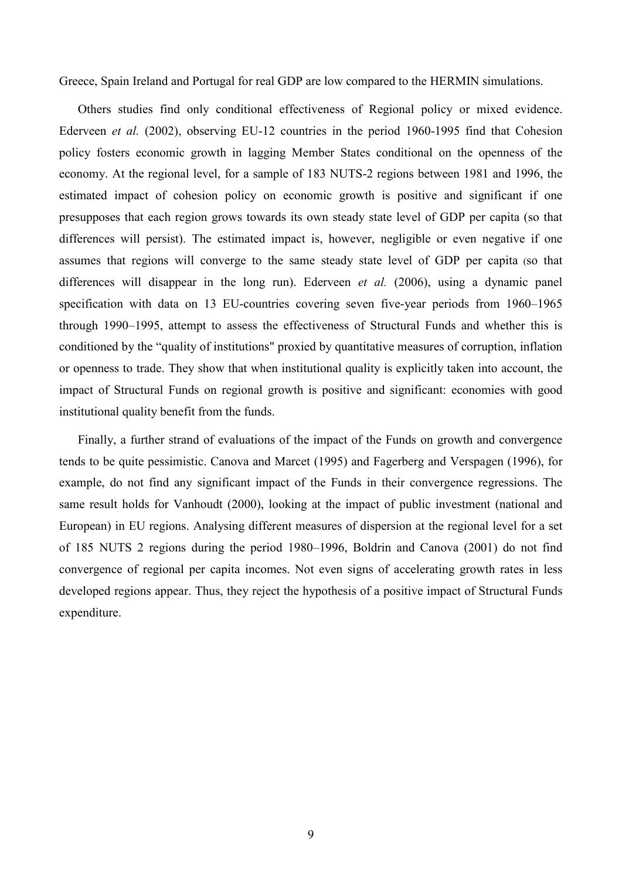Greece, Spain Ireland and Portugal for real GDP are low compared to the HERMIN simulations.

Others studies find only conditional effectiveness of Regional policy or mixed evidence. Ederveen *et al.* (2002), observing EU-12 countries in the period 1960-1995 find that Cohesion policy fosters economic growth in lagging Member States conditional on the openness of the economy. At the regional level, for a sample of 183 NUTS-2 regions between 1981 and 1996, the estimated impact of cohesion policy on economic growth is positive and significant if one presupposes that each region grows towards its own steady state level of GDP per capita (so that differences will persist). The estimated impact is, however, negligible or even negative if one assumes that regions will converge to the same steady state level of GDP per capita (so that differences will disappear in the long run). Ederveen *et al.* (2006), using a dynamic panel specification with data on 13 EU-countries covering seven five-year periods from 1960–1965 through 1990–1995, attempt to assess the effectiveness of Structural Funds and whether this is conditioned by the “quality of institutions" proxied by quantitative measures of corruption, inflation or openness to trade. They show that when institutional quality is explicitly taken into account, the impact of Structural Funds on regional growth is positive and significant: economies with good institutional quality benefit from the funds.

Finally, a further strand of evaluations of the impact of the Funds on growth and convergence tends to be quite pessimistic. Canova and Marcet (1995) and Fagerberg and Verspagen (1996), for example, do not find any significant impact of the Funds in their convergence regressions. The same result holds for Vanhoudt (2000), looking at the impact of public investment (national and European) in EU regions. Analysing different measures of dispersion at the regional level for a set of 185 NUTS 2 regions during the period 1980–1996, Boldrin and Canova (2001) do not find convergence of regional per capita incomes. Not even signs of accelerating growth rates in less developed regions appear. Thus, they reject the hypothesis of a positive impact of Structural Funds expenditure.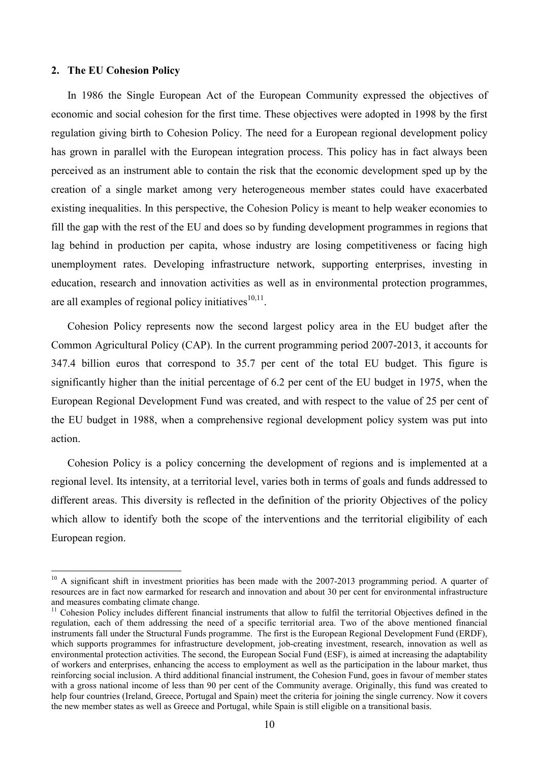## 2. The EU Cohesion Policy

In 1986 the Single European Act of the European Community expressed the objectives of economic and social cohesion for the first time. These objectives were adopted in 1998 by the first regulation giving birth to Cohesion Policy. The need for a European regional development policy has grown in parallel with the European integration process. This policy has in fact always been perceived as an instrument able to contain the risk that the economic development sped up by the creation of a single market among very heterogeneous member states could have exacerbated existing inequalities. In this perspective, the Cohesion Policy is meant to help weaker economies to fill the gap with the rest of the EU and does so by funding development programmes in regions that lag behind in production per capita, whose industry are losing competitiveness or facing high unemployment rates. Developing infrastructure network, supporting enterprises, investing in education, research and innovation activities as well as in environmental protection programmes, are all examples of regional policy initiatives[10,11].

Cohesion Policy represents now the second largest policy area in the EU budget after the Common Agricultural Policy (CAP). In the current programming period 2007-2013, it accounts for 347.4 billion euros that correspond to 35.7 per cent of the total EU budget. This figure is significantly higher than the initial percentage of 6.2 per cent of the EU budget in 1975, when the European Regional Development Fund was created, and with respect to the value of 25 per cent of the EU budget in 1988, when a comprehensive regional development policy system was put into action.

Cohesion Policy is a policy concerning the development of regions and is implemented at a regional level. Its intensity, at a territorial level, varies both in terms of goals and funds addressed to different areas. This diversity is reflected in the definition of the priority Objectives of the policy which allow to identify both the scope of the interventions and the territorial eligibility of each European region.

---

[10] A significant shift in investment priorities has been made with the 2007-2013 programming period. A quarter of resources are in fact now earmarked for research and innovation and about 30 per cent for environmental infrastructure and measures combating climate change.

[11] Cohesion Policy includes different financial instruments that allow to fulfil the territorial Objectives defined in the regulation, each of them addressing the need of a specific territorial area. Two of the above mentioned financial instruments fall under the Structural Funds programme. The first is the European Regional Development Fund (ERDF), which supports programmes for infrastructure development, job-creating investment, research, innovation as well as environmental protection activities. The second, the European Social Fund (ESF), is aimed at increasing the adaptability of workers and enterprises, enhancing the access to employment as well as the participation in the labour market, thus reinforcing social inclusion. A third additional financial instrument, the Cohesion Fund, goes in favour of member states with a gross national income of less than 90 per cent of the Community average. Originally, this fund was created to help four countries (Ireland, Greece, Portugal and Spain) meet the criteria for joining the single currency. Now it covers the new member states as well as Greece and Portugal, while Spain is still eligible on a transitional basis.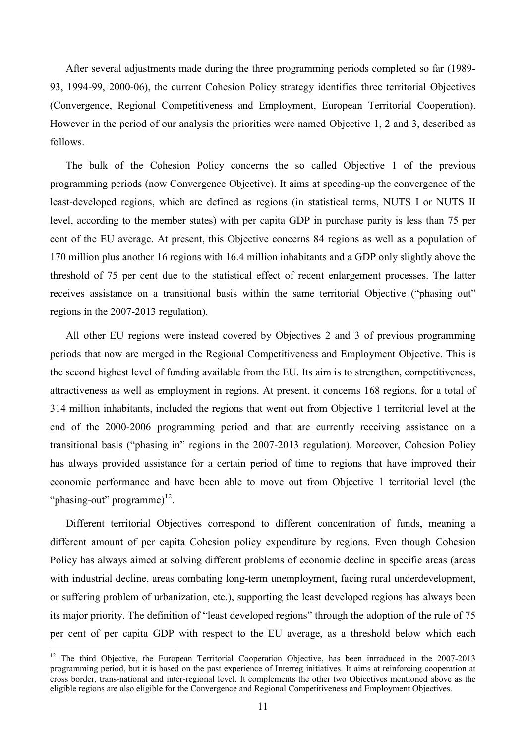After several adjustments made during the three programming periods completed so far (1989-93, 1994-99, 2000-06), the current Cohesion Policy strategy identifies three territorial Objectives (Convergence, Regional Competitiveness and Employment, European Territorial Cooperation). However in the period of our analysis the priorities were named Objective 1, 2 and 3, described as follows.

The bulk of the Cohesion Policy concerns the so called Objective 1 of the previous programming periods (now Convergence Objective). It aims at speeding-up the convergence of the least-developed regions, which are defined as regions (in statistical terms, NUTS I or NUTS II level, according to the member states) with per capita GDP in purchase parity is less than 75 per cent of the EU average. At present, this Objective concerns 84 regions as well as a population of 170 million plus another 16 regions with 16.4 million inhabitants and a GDP only slightly above the threshold of 75 per cent due to the statistical effect of recent enlargement processes. The latter receives assistance on a transitional basis within the same territorial Objective ("phasing out" regions in the 2007-2013 regulation).

All other EU regions were instead covered by Objectives 2 and 3 of previous programming periods that now are merged in the Regional Competitiveness and Employment Objective. This is the second highest level of funding available from the EU. Its aim is to strengthen, competitiveness, attractiveness as well as employment in regions. At present, it concerns 168 regions, for a total of 314 million inhabitants, included the regions that went out from Objective 1 territorial level at the end of the 2000-2006 programming period and that are currently receiving assistance on a transitional basis ("phasing in" regions in the 2007-2013 regulation). Moreover, Cohesion Policy has always provided assistance for a certain period of time to regions that have improved their economic performance and have been able to move out from Objective 1 territorial level (the "phasing-out" programme)[12].

Different territorial Objectives correspond to different concentration of funds, meaning a different amount of per capita Cohesion policy expenditure by regions. Even though Cohesion Policy has always aimed at solving different problems of economic decline in specific areas (areas with industrial decline, areas combating long-term unemployment, facing rural underdevelopment, or suffering problem of urbanization, etc.), supporting the least developed regions has always been its major priority. The definition of "least developed regions" through the adoption of the rule of 75 per cent of per capita GDP with respect to the EU average, as a threshold below which each

[12] The third Objective, the European Territorial Cooperation Objective, has been introduced in the 2007-2013 programming period, but it is based on the past experience of Interreg initiatives. It aims at reinforcing cooperation at cross border, trans-national and inter-regional level. It complements the other two Objectives mentioned above as the eligible regions are also eligible for the Convergence and Regional Competitiveness and Employment Objectives.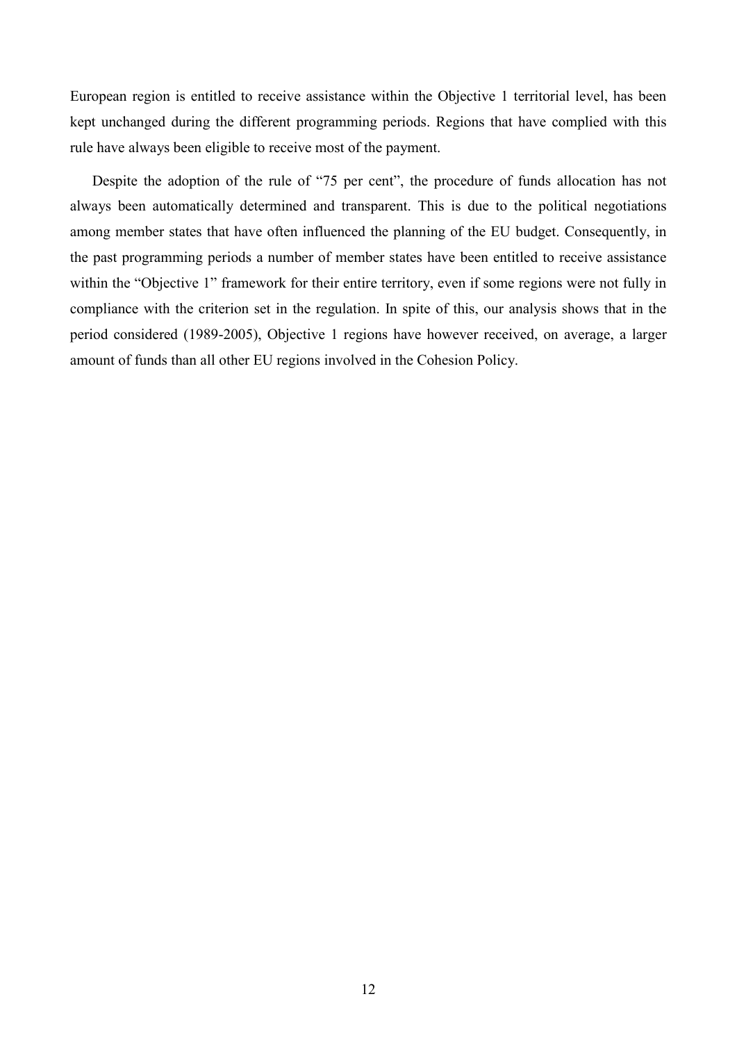European region is entitled to receive assistance within the Objective 1 territorial level, has been kept unchanged during the different programming periods. Regions that have complied with this rule have always been eligible to receive most of the payment.

Despite the adoption of the rule of "75 per cent", the procedure of funds allocation has not always been automatically determined and transparent. This is due to the political negotiations among member states that have often influenced the planning of the EU budget. Consequently, in the past programming periods a number of member states have been entitled to receive assistance within the "Objective 1" framework for their entire territory, even if some regions were not fully in compliance with the criterion set in the regulation. In spite of this, our analysis shows that in the period considered (1989-2005), Objective 1 regions have however received, on average, a larger amount of funds than all other EU regions involved in the Cohesion Policy.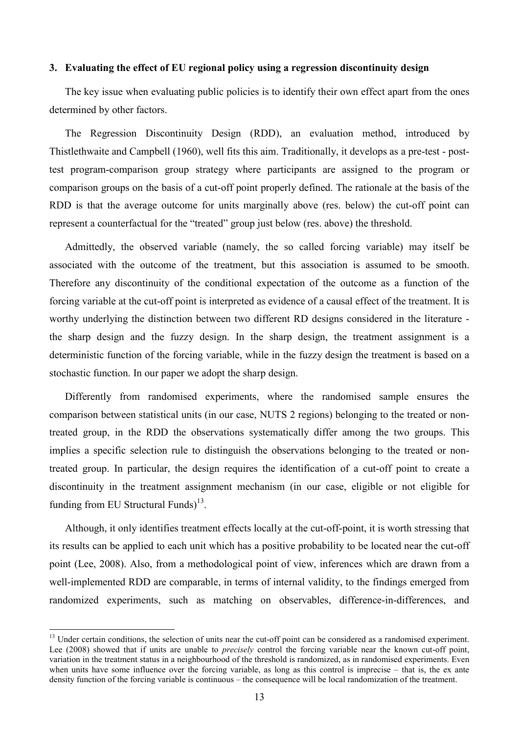### 3. Evaluating the effect of EU regional policy using a regression discontinuity design

The key issue when evaluating public policies is to identify their own effect apart from the ones determined by other factors.

The Regression Discontinuity Design (RDD), an evaluation method, introduced by Thistlethwaite and Campbell (1960), well fits this aim. Traditionally, it develops as a pre-test - post-test program-comparison group strategy where participants are assigned to the program or comparison groups on the basis of a cut-off point properly defined. The rationale at the basis of the RDD is that the average outcome for units marginally above (res. below) the cut-off point can represent a counterfactual for the "treated" group just below (res. above) the threshold.

Admittedly, the observed variable (namely, the so called forcing variable) may itself be associated with the outcome of the treatment, but this association is assumed to be smooth. Therefore any discontinuity of the conditional expectation of the outcome as a function of the forcing variable at the cut-off point is interpreted as evidence of a causal effect of the treatment. It is worthy underlying the distinction between two different RD designs considered in the literature - the sharp design and the fuzzy design. In the sharp design, the treatment assignment is a deterministic function of the forcing variable, while in the fuzzy design the treatment is based on a stochastic function. In our paper we adopt the sharp design.

Differently from randomised experiments, where the randomised sample ensures the comparison between statistical units (in our case, NUTS 2 regions) belonging to the treated or non-treated group, in the RDD the observations systematically differ among the two groups. This implies a specific selection rule to distinguish the observations belonging to the treated or non-treated group. In particular, the design requires the identification of a cut-off point to create a discontinuity in the treatment assignment mechanism (in our case, eligible or not eligible for funding from EU Structural Funds)[13].

Although, it only identifies treatment effects locally at the cut-off-point, it is worth stressing that its results can be applied to each unit which has a positive probability to be located near the cut-off point (Lee, 2008). Also, from a methodological point of view, inferences which are drawn from a well-implemented RDD are comparable, in terms of internal validity, to the findings emerged from randomized experiments, such as matching on observables, difference-in-differences, and

---

[13] Under certain conditions, the selection of units near the cut-off point can be considered as a randomised experiment. Lee (2008) showed that if units are unable to *precisely* control the forcing variable near the known cut-off point, variation in the treatment status in a neighbourhood of the threshold is randomized, as in randomised experiments. Even when units have some influence over the forcing variable, as long as this control is imprecise – that is, the ex ante density function of the forcing variable is continuous – the consequence will be local randomization of the treatment.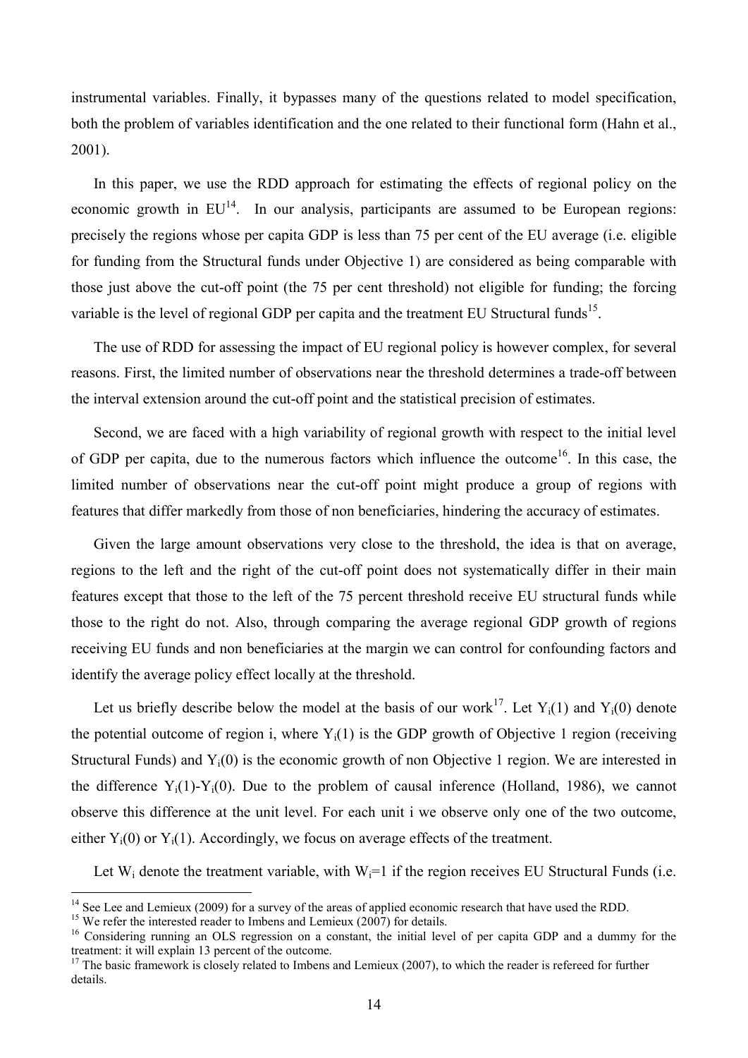instrumental variables. Finally, it bypasses many of the questions related to model specification, both the problem of variables identification and the one related to their functional form (Hahn et al., 2001).

In this paper, we use the RDD approach for estimating the effects of regional policy on the economic growth in EU[14]. In our analysis, participants are assumed to be European regions: precisely the regions whose per capita GDP is less than 75 per cent of the EU average (i.e. eligible for funding from the Structural funds under Objective 1) are considered as being comparable with those just above the cut-off point (the 75 per cent threshold) not eligible for funding; the forcing variable is the level of regional GDP per capita and the treatment EU Structural funds[15].

The use of RDD for assessing the impact of EU regional policy is however complex, for several reasons. First, the limited number of observations near the threshold determines a trade-off between the interval extension around the cut-off point and the statistical precision of estimates.

Second, we are faced with a high variability of regional growth with respect to the initial level of GDP per capita, due to the numerous factors which influence the outcome[16]. In this case, the limited number of observations near the cut-off point might produce a group of regions with features that differ markedly from those of non beneficiaries, hindering the accuracy of estimates.

Given the large amount observations very close to the threshold, the idea is that on average, regions to the left and the right of the cut-off point does not systematically differ in their main features except that those to the left of the 75 percent threshold receive EU structural funds while those to the right do not. Also, through comparing the average regional GDP growth of regions receiving EU funds and non beneficiaries at the margin we can control for confounding factors and identify the average policy effect locally at the threshold.

Let us briefly describe below the model at the basis of our work[17]. Let $Y_i(1)$ and $Y_i(0)$ denote the potential outcome of region i, where $Y_i(1)$ is the GDP growth of Objective 1 region (receiving Structural Funds) and $Y_i(0)$ is the economic growth of non Objective 1 region. We are interested in the difference $Y_i(1)$-$Y_i(0)$. Due to the problem of causal inference (Holland, 1986), we cannot observe this difference at the unit level. For each unit i we observe only one of the two outcome, either $Y_i(0)$ or $Y_i(1)$. Accordingly, we focus on average effects of the treatment.

Let $W_i$ denote the treatment variable, with $W_i$=1 if the region receives EU Structural Funds (i.e.

---

[14] See Lee and Lemieux (2009) for a survey of the areas of applied economic research that have used the RDD.

[15] We refer the interested reader to Imbens and Lemieux (2007) for details.

[16] Considering running an OLS regression on a constant, the initial level of per capita GDP and a dummy for the treatment: it will explain 13 percent of the outcome.

[17] The basic framework is closely related to Imbens and Lemieux (2007), to which the reader is refereed for further details.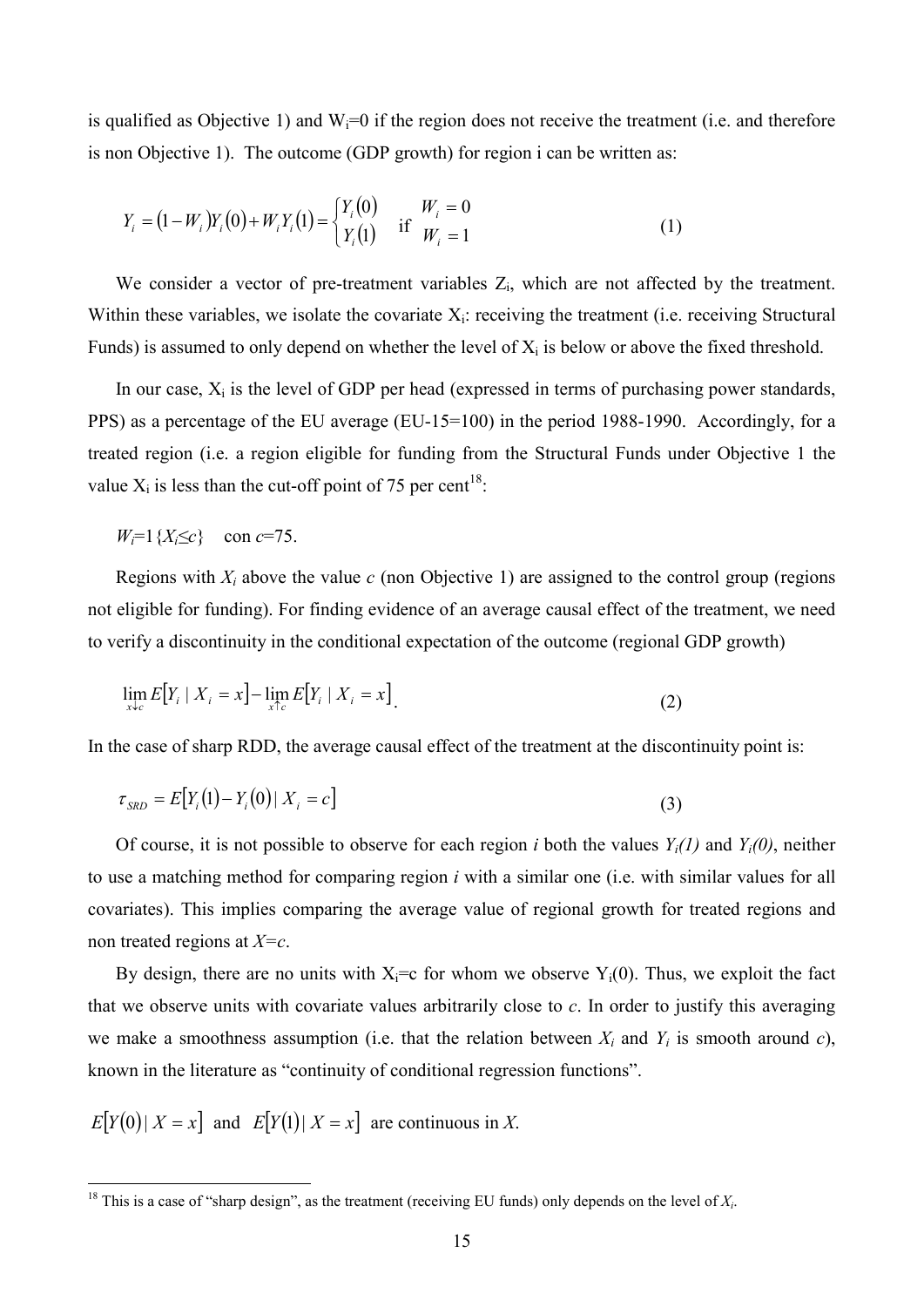is qualified as Objective 1) and $W_i$=0 if the region does not receive the treatment (i.e. and therefore is non Objective 1). The outcome (GDP growth) for region i can be written as:

$$Y_i = (1 - W_i) Y_i(0) + W_i Y_i(1) = \begin{cases} Y_i(0) & \text{if } W_i = 0 \\ Y_i(1) & \phantom{\text{if }} W_i = 1 \end{cases} \tag{1}$$

We consider a vector of pre-treatment variables $Z_i$, which are not affected by the treatment. Within these variables, we isolate the covariate $X_i$: receiving the treatment (i.e. receiving Structural Funds) is assumed to only depend on whether the level of $X_i$ is below or above the fixed threshold.

In our case, $X_i$ is the level of GDP per head (expressed in terms of purchasing power standards, PPS) as a percentage of the EU average (EU-15=100) in the period 1988-1990. Accordingly, for a treated region (i.e. a region eligible for funding from the Structural Funds under Objective 1 the value $X_i$ is less than the cut-off point of 75 per cent[18]:

$W_i = 1\{X_i \leq c\}$ con $c$=75.

Regions with $X_i$ above the value $c$ (non Objective 1) are assigned to the control group (regions not eligible for funding). For finding evidence of an average causal effect of the treatment, we need to verify a discontinuity in the conditional expectation of the outcome (regional GDP growth)

$$\lim_{x \downarrow c} E[Y_i \mid X_i = x] - \lim_{x \uparrow c} E[Y_i \mid X_i = x]. \tag{2}$$

In the case of sharp RDD, the average causal effect of the treatment at the discontinuity point is:

$$\tau_{SRD} = E[Y_i(1) - Y_i(0) \mid X_i = c] \tag{3}$$

Of course, it is not possible to observe for each region $i$ both the values $Y_i(1)$ and $Y_i(0)$, neither to use a matching method for comparing region $i$ with a similar one (i.e. with similar values for all covariates). This implies comparing the average value of regional growth for treated regions and non treated regions at $X$=$c$.

By design, there are no units with $X_i$=c for whom we observe $Y_i(0)$. Thus, we exploit the fact that we observe units with covariate values arbitrarily close to $c$. In order to justify this averaging we make a smoothness assumption (i.e. that the relation between $X_i$ and $Y_i$ is smooth around $c$), known in the literature as "continuity of conditional regression functions".

$E[Y(0) \mid X = x]$ and $E[Y(1) \mid X = x]$ are continuous in $X$.

---

[18] This is a case of "sharp design", as the treatment (receiving EU funds) only depends on the level of $X_i$.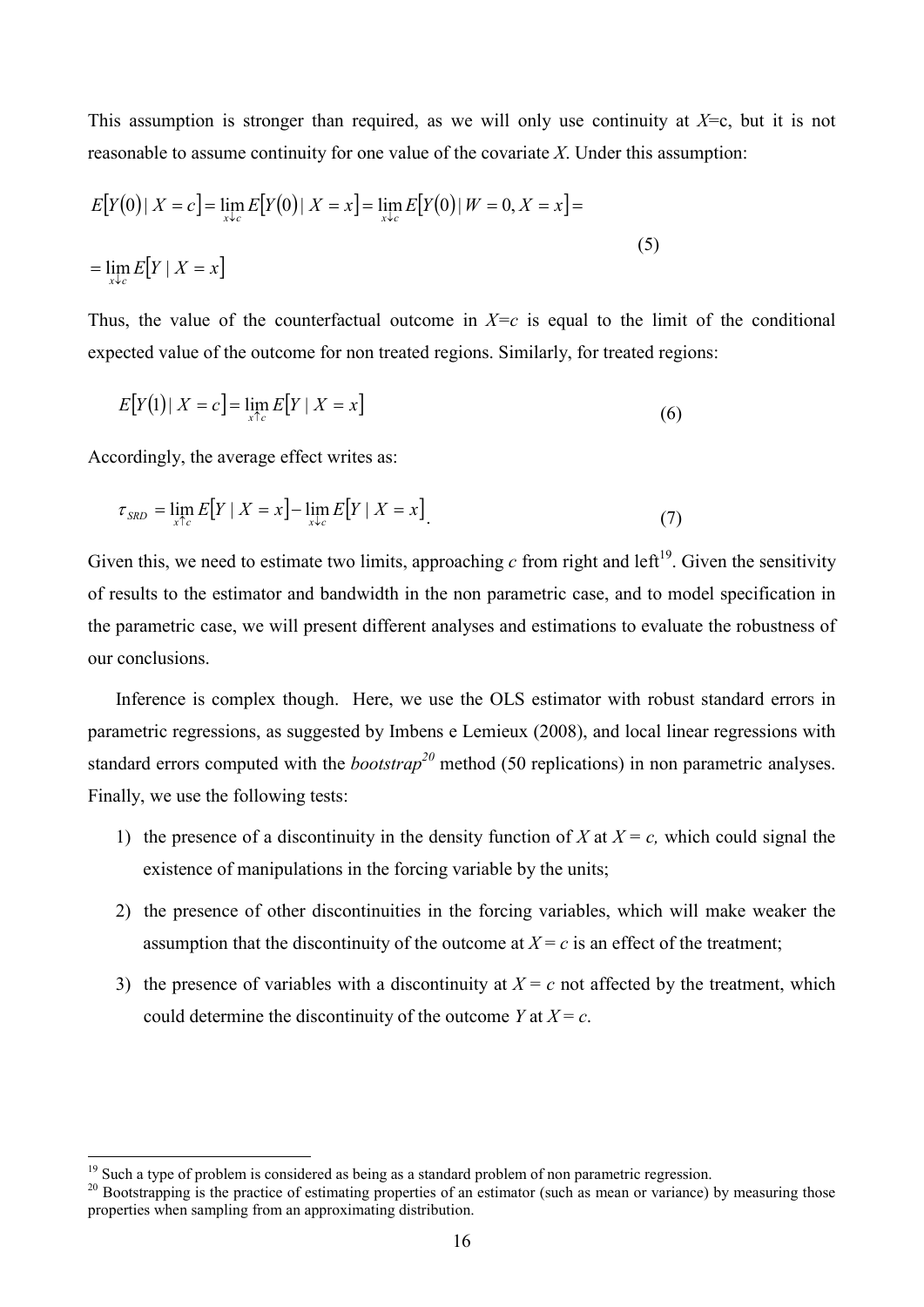This assumption is stronger than required, as we will only use continuity at $X$=c, but it is not reasonable to assume continuity for one value of the covariate $X$. Under this assumption:

$$E[Y(0) \mid X = c] = \lim_{x \downarrow c} E[Y(0) \mid X = x] = \lim_{x \downarrow c} E[Y(0) \mid W = 0, X = x] =$$
$$= \lim_{x \downarrow c} E[Y \mid X = x] \tag{5}$$

Thus, the value of the counterfactual outcome in $X$=$c$ is equal to the limit of the conditional expected value of the outcome for non treated regions. Similarly, for treated regions:

$$E[Y(1) \mid X = c] = \lim_{x \uparrow c} E[Y \mid X = x] \tag{6}$$

Accordingly, the average effect writes as:

$$\tau_{SRD} = \lim_{x \uparrow c} E[Y \mid X = x] - \lim_{x \downarrow c} E[Y \mid X = x]. \tag{7}$$

Given this, we need to estimate two limits, approaching $c$ from right and left[19]. Given the sensitivity of results to the estimator and bandwidth in the non parametric case, and to model specification in the parametric case, we will present different analyses and estimations to evaluate the robustness of our conclusions.

Inference is complex though. Here, we use the OLS estimator with robust standard errors in parametric regressions, as suggested by Imbens e Lemieux (2008), and local linear regressions with standard errors computed with the *bootstrap*[20] method (50 replications) in non parametric analyses. Finally, we use the following tests:

1) the presence of a discontinuity in the density function of $X$ at $X = c$, which could signal the existence of manipulations in the forcing variable by the units;
2) the presence of other discontinuities in the forcing variables, which will make weaker the assumption that the discontinuity of the outcome at $X = c$ is an effect of the treatment;
3) the presence of variables with a discontinuity at $X = c$ not affected by the treatment, which could determine the discontinuity of the outcome $Y$ at $X = c$.

[19] Such a type of problem is considered as being as a standard problem of non parametric regression.

[20] Bootstrapping is the practice of estimating properties of an estimator (such as mean or variance) by measuring those properties when sampling from an approximating distribution.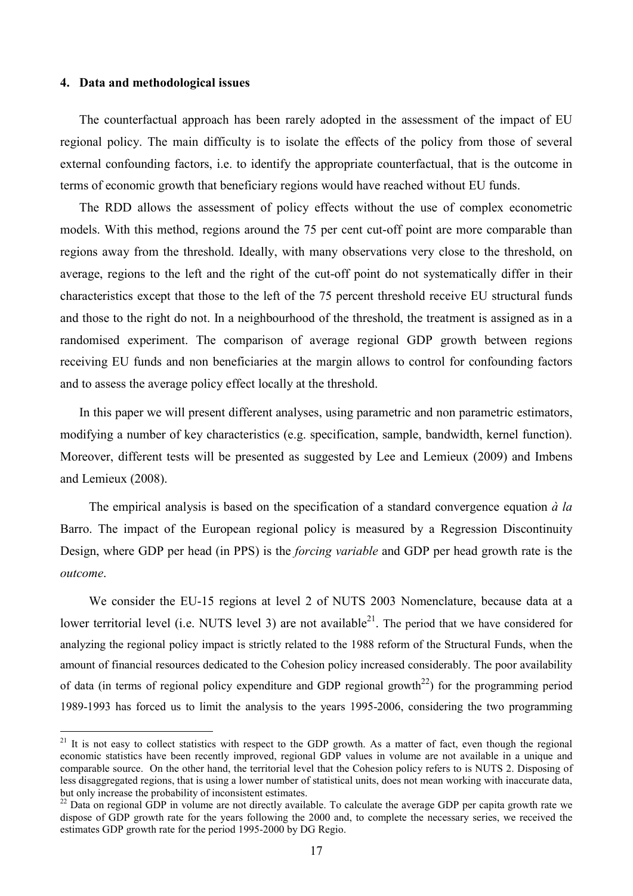### 4. Data and methodological issues

The counterfactual approach has been rarely adopted in the assessment of the impact of EU regional policy. The main difficulty is to isolate the effects of the policy from those of several external confounding factors, i.e. to identify the appropriate counterfactual, that is the outcome in terms of economic growth that beneficiary regions would have reached without EU funds.

The RDD allows the assessment of policy effects without the use of complex econometric models. With this method, regions around the 75 per cent cut-off point are more comparable than regions away from the threshold. Ideally, with many observations very close to the threshold, on average, regions to the left and the right of the cut-off point do not systematically differ in their characteristics except that those to the left of the 75 percent threshold receive EU structural funds and those to the right do not. In a neighbourhood of the threshold, the treatment is assigned as in a randomised experiment. The comparison of average regional GDP growth between regions receiving EU funds and non beneficiaries at the margin allows to control for confounding factors and to assess the average policy effect locally at the threshold.

In this paper we will present different analyses, using parametric and non parametric estimators, modifying a number of key characteristics (e.g. specification, sample, bandwidth, kernel function). Moreover, different tests will be presented as suggested by Lee and Lemieux (2009) and Imbens and Lemieux (2008).

The empirical analysis is based on the specification of a standard convergence equation *à la* Barro. The impact of the European regional policy is measured by a Regression Discontinuity Design, where GDP per head (in PPS) is the *forcing variable* and GDP per head growth rate is the *outcome*.

We consider the EU-15 regions at level 2 of NUTS 2003 Nomenclature, because data at a lower territorial level (i.e. NUTS level 3) are not available[21]. The period that we have considered for analyzing the regional policy impact is strictly related to the 1988 reform of the Structural Funds, when the amount of financial resources dedicated to the Cohesion policy increased considerably. The poor availability of data (in terms of regional policy expenditure and GDP regional growth[22]) for the programming period 1989-1993 has forced us to limit the analysis to the years 1995-2006, considering the two programming

---

[21] It is not easy to collect statistics with respect to the GDP growth. As a matter of fact, even though the regional economic statistics have been recently improved, regional GDP values in volume are not available in a unique and comparable source. On the other hand, the territorial level that the Cohesion policy refers to is NUTS 2. Disposing of less disaggregated regions, that is using a lower number of statistical units, does not mean working with inaccurate data, but only increase the probability of inconsistent estimates.

[22] Data on regional GDP in volume are not directly available. To calculate the average GDP per capita growth rate we dispose of GDP growth rate for the years following the 2000 and, to complete the necessary series, we received the estimates GDP growth rate for the period 1995-2000 by DG Regio.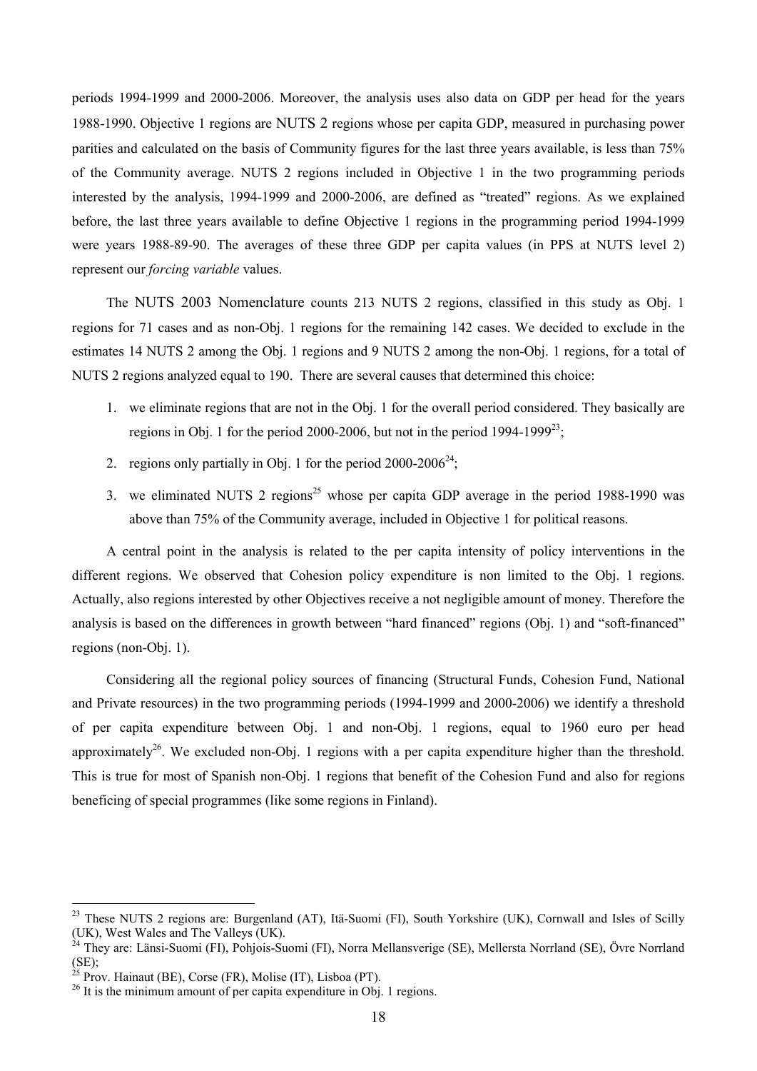periods 1994-1999 and 2000-2006. Moreover, the analysis uses also data on GDP per head for the years 1988-1990. Objective 1 regions are NUTS 2 regions whose per capita GDP, measured in purchasing power parities and calculated on the basis of Community figures for the last three years available, is less than 75% of the Community average. NUTS 2 regions included in Objective 1 in the two programming periods interested by the analysis, 1994-1999 and 2000-2006, are defined as "treated" regions. As we explained before, the last three years available to define Objective 1 regions in the programming period 1994-1999 were years 1988-89-90. The averages of these three GDP per capita values (in PPS at NUTS level 2) represent our *forcing variable* values.

The NUTS 2003 Nomenclature counts 213 NUTS 2 regions, classified in this study as Obj. 1 regions for 71 cases and as non-Obj. 1 regions for the remaining 142 cases. We decided to exclude in the estimates 14 NUTS 2 among the Obj. 1 regions and 9 NUTS 2 among the non-Obj. 1 regions, for a total of NUTS 2 regions analyzed equal to 190. There are several causes that determined this choice:

1. we eliminate regions that are not in the Obj. 1 for the overall period considered. They basically are regions in Obj. 1 for the period 2000-2006, but not in the period 1994-1999[23];
2. regions only partially in Obj. 1 for the period 2000-2006[24];
3. we eliminated NUTS 2 regions[25] whose per capita GDP average in the period 1988-1990 was above than 75% of the Community average, included in Objective 1 for political reasons.

A central point in the analysis is related to the per capita intensity of policy interventions in the different regions. We observed that Cohesion policy expenditure is non limited to the Obj. 1 regions. Actually, also regions interested by other Objectives receive a not negligible amount of money. Therefore the analysis is based on the differences in growth between "hard financed" regions (Obj. 1) and "soft-financed" regions (non-Obj. 1).

Considering all the regional policy sources of financing (Structural Funds, Cohesion Fund, National and Private resources) in the two programming periods (1994-1999 and 2000-2006) we identify a threshold of per capita expenditure between Obj. 1 and non-Obj. 1 regions, equal to 1960 euro per head approximately[26]. We excluded non-Obj. 1 regions with a per capita expenditure higher than the threshold. This is true for most of Spanish non-Obj. 1 regions that benefit of the Cohesion Fund and also for regions beneficing of special programmes (like some regions in Finland).

---

[23] These NUTS 2 regions are: Burgenland (AT), Itä-Suomi (FI), South Yorkshire (UK), Cornwall and Isles of Scilly (UK), West Wales and The Valleys (UK).

[24] They are: Länsi-Suomi (FI), Pohjois-Suomi (FI), Norra Mellansverige (SE), Mellersta Norrland (SE), Övre Norrland (SE);

[25] Prov. Hainaut (BE), Corse (FR), Molise (IT), Lisboa (PT).

[26] It is the minimum amount of per capita expenditure in Obj. 1 regions.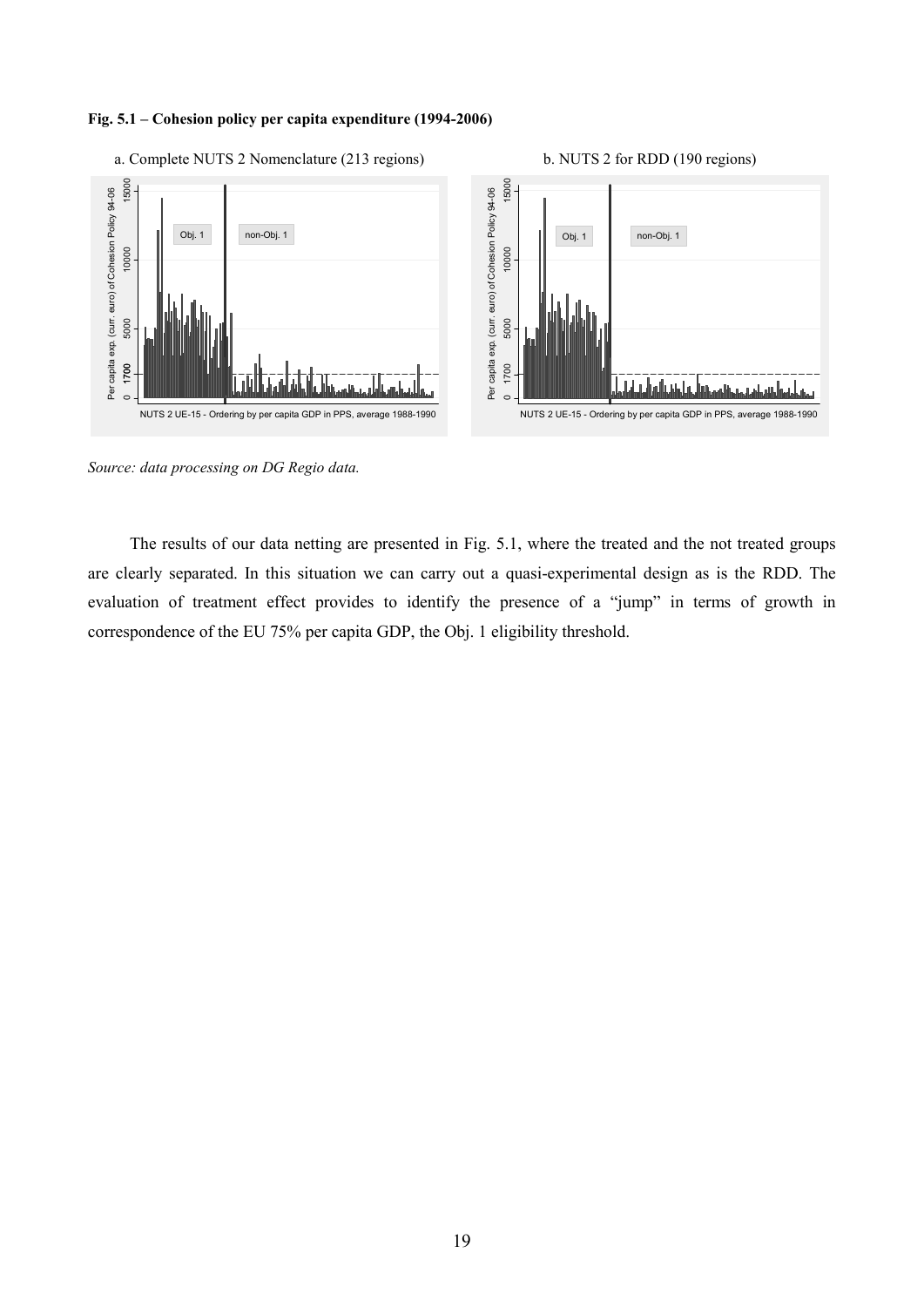**Fig. 5.1 – Cohesion policy per capita expenditure (1994-2006)**

a. Complete NUTS 2 Nomenclature (213 regions)

b. NUTS 2 for RDD (190 regions)

*Source: data processing on DG Regio data.*

The results of our data netting are presented in Fig. 5.1, where the treated and the not treated groups are clearly separated. In this situation we can carry out a quasi-experimental design as is the RDD. The evaluation of treatment effect provides to identify the presence of a "jump" in terms of growth in correspondence of the EU 75% per capita GDP, the Obj. 1 eligibility threshold.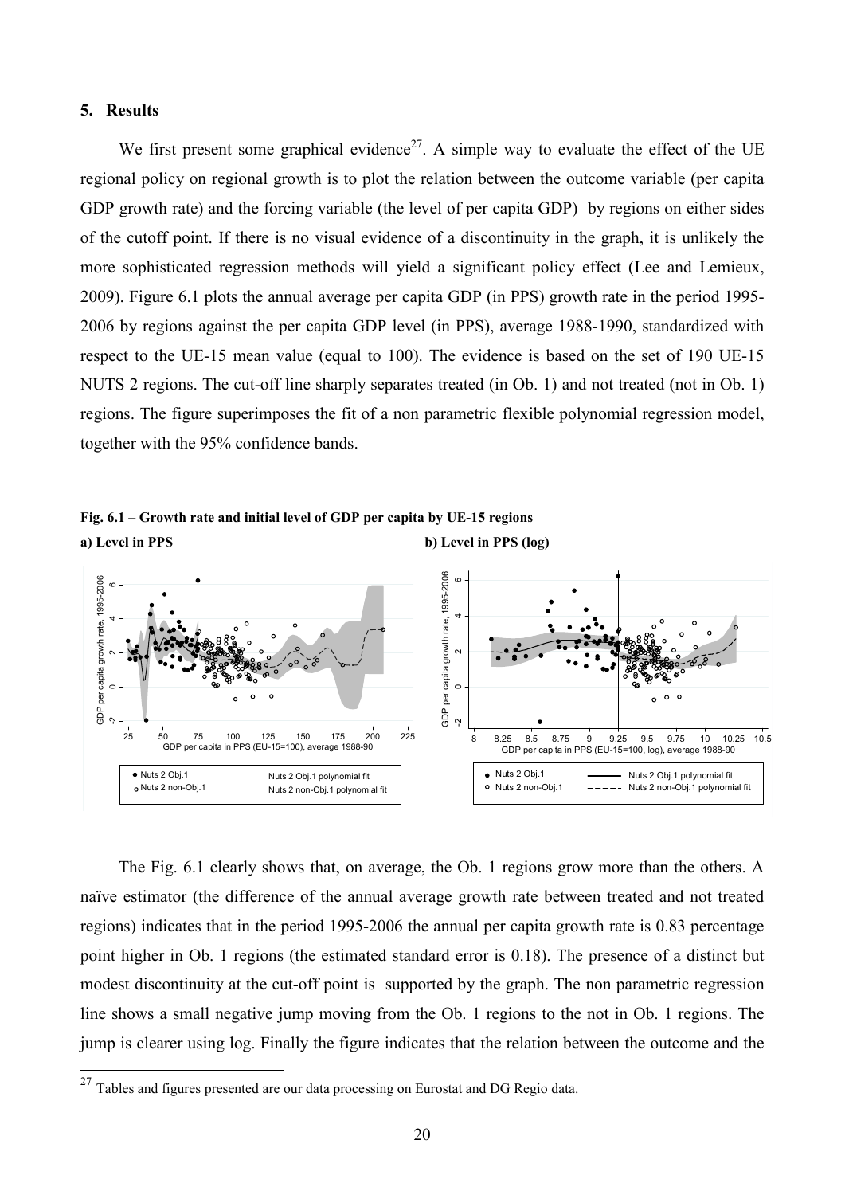## 5. Results

We first present some graphical evidence[27]. A simple way to evaluate the effect of the UE regional policy on regional growth is to plot the relation between the outcome variable (per capita GDP growth rate) and the forcing variable (the level of per capita GDP) by regions on either sides of the cutoff point. If there is no visual evidence of a discontinuity in the graph, it is unlikely the more sophisticated regression methods will yield a significant policy effect (Lee and Lemieux, 2009). Figure 6.1 plots the annual average per capita GDP (in PPS) growth rate in the period 1995-2006 by regions against the per capita GDP level (in PPS), average 1988-1990, standardized with respect to the UE-15 mean value (equal to 100). The evidence is based on the set of 190 UE-15 NUTS 2 regions. The cut-off line sharply separates treated (in Ob. 1) and not treated (not in Ob. 1) regions. The figure superimposes the fit of a non parametric flexible polynomial regression model, together with the 95% confidence bands.

**Fig. 6.1 – Growth rate and initial level of GDP per capita by UE-15 regions**

**a) Level in PPS**

**b) Level in PPS (log)**

The Fig. 6.1 clearly shows that, on average, the Ob. 1 regions grow more than the others. A naïve estimator (the difference of the annual average growth rate between treated and not treated regions) indicates that in the period 1995-2006 the annual per capita growth rate is 0.83 percentage point higher in Ob. 1 regions (the estimated standard error is 0.18). The presence of a distinct but modest discontinuity at the cut-off point is supported by the graph. The non parametric regression line shows a small negative jump moving from the Ob. 1 regions to the not in Ob. 1 regions. The jump is clearer using log. Finally the figure indicates that the relation between the outcome and the

[27] Tables and figures presented are our data processing on Eurostat and DG Regio data.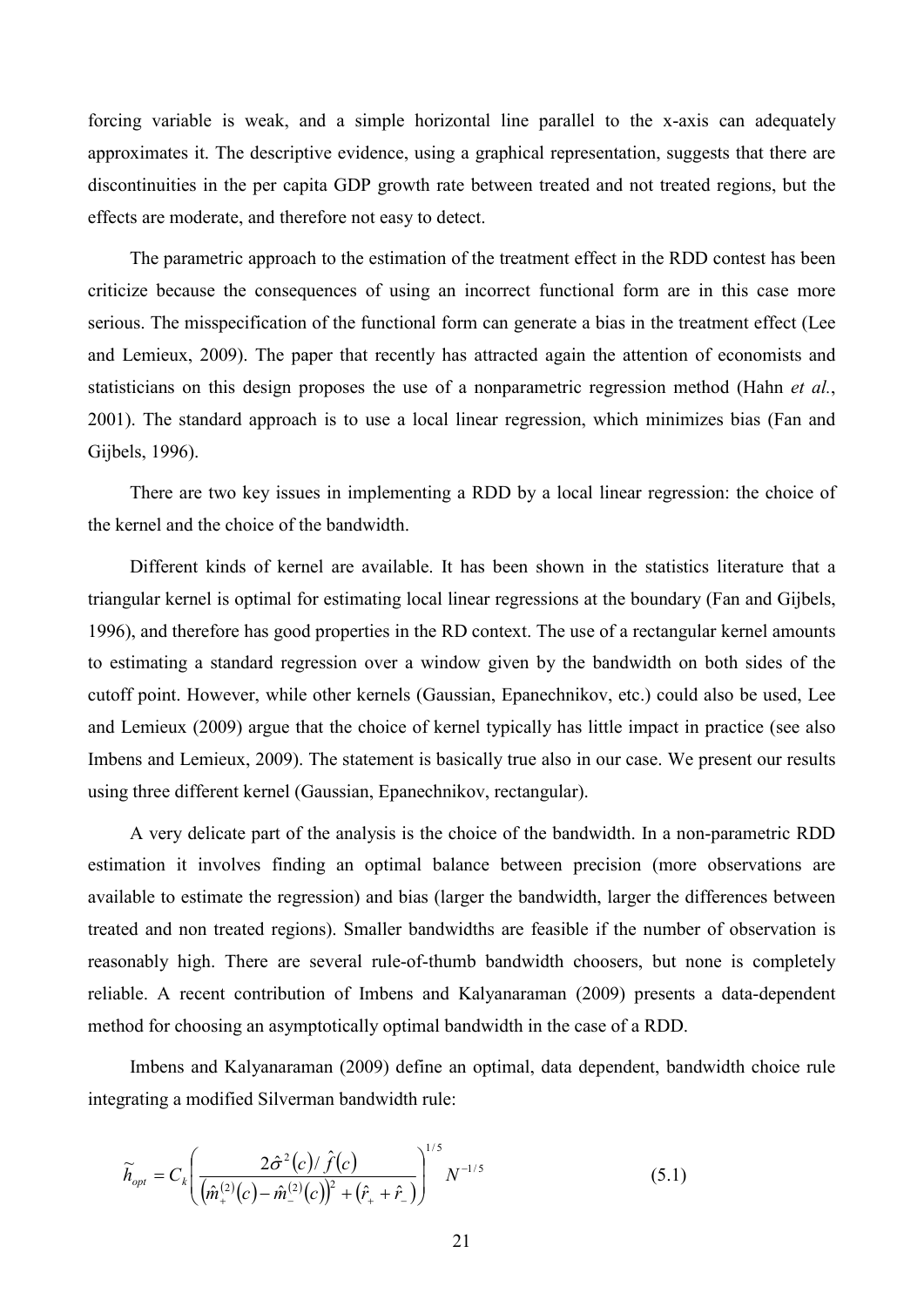forcing variable is weak, and a simple horizontal line parallel to the x-axis can adequately approximates it. The descriptive evidence, using a graphical representation, suggests that there are discontinuities in the per capita GDP growth rate between treated and not treated regions, but the effects are moderate, and therefore not easy to detect.

The parametric approach to the estimation of the treatment effect in the RDD contest has been criticize because the consequences of using an incorrect functional form are in this case more serious. The misspecification of the functional form can generate a bias in the treatment effect (Lee and Lemieux, 2009). The paper that recently has attracted again the attention of economists and statisticians on this design proposes the use of a nonparametric regression method (Hahn *et al.*, 2001). The standard approach is to use a local linear regression, which minimizes bias (Fan and Gijbels, 1996).

There are two key issues in implementing a RDD by a local linear regression: the choice of the kernel and the choice of the bandwidth.

Different kinds of kernel are available. It has been shown in the statistics literature that a triangular kernel is optimal for estimating local linear regressions at the boundary (Fan and Gijbels, 1996), and therefore has good properties in the RD context. The use of a rectangular kernel amounts to estimating a standard regression over a window given by the bandwidth on both sides of the cutoff point. However, while other kernels (Gaussian, Epanechnikov, etc.) could also be used, Lee and Lemieux (2009) argue that the choice of kernel typically has little impact in practice (see also Imbens and Lemieux, 2009). The statement is basically true also in our case. We present our results using three different kernel (Gaussian, Epanechnikov, rectangular).

A very delicate part of the analysis is the choice of the bandwidth. In a non-parametric RDD estimation it involves finding an optimal balance between precision (more observations are available to estimate the regression) and bias (larger the bandwidth, larger the differences between treated and non treated regions). Smaller bandwidths are feasible if the number of observation is reasonably high. There are several rule-of-thumb bandwidth choosers, but none is completely reliable. A recent contribution of Imbens and Kalyanaraman (2009) presents a data-dependent method for choosing an asymptotically optimal bandwidth in the case of a RDD.

Imbens and Kalyanaraman (2009) define an optimal, data dependent, bandwidth choice rule integrating a modified Silverman bandwidth rule:

$$\widetilde{h}_{opt} = C_k \left( \frac{2\hat{\sigma}^2(c)/\hat{f}(c)}{\left(\hat{m}_+^{(2)}(c) - \hat{m}_-^{(2)}(c)\right)^2 + \left(\hat{r}_+ + \hat{r}_-\right)} \right)^{1/5} N^{-1/5} \qquad (5.1)$$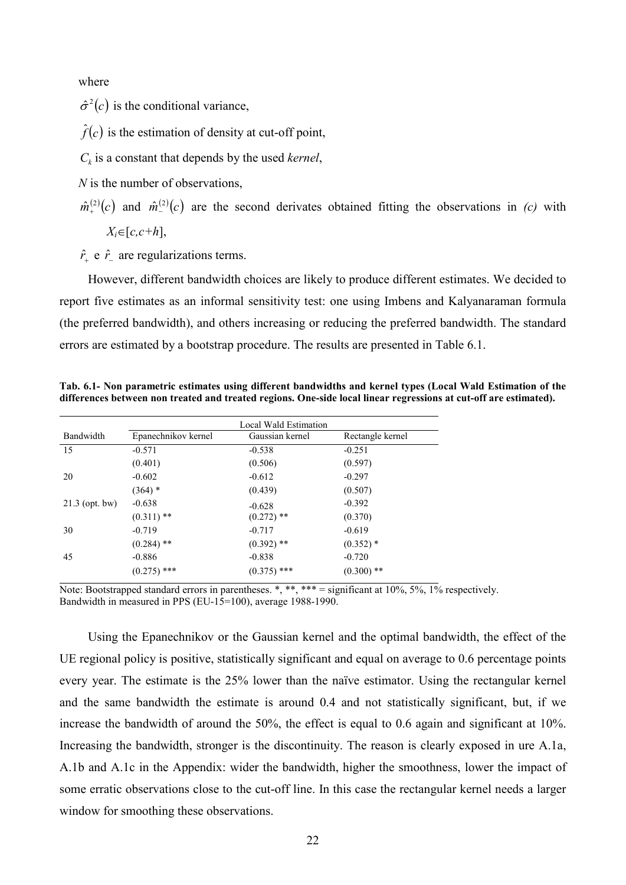where

$\hat{\sigma}^2(c)$ is the conditional variance,

$\hat{f}(c)$ is the estimation of density at cut-off point,

$C_k$ is a constant that depends by the used *kernel*,

$N$ is the number of observations,

$\hat{m}_+^{(2)}(c)$ and $\hat{m}_-^{(2)}(c)$ are the second derivates obtained fitting the observations in *(c)* with $X_i \in [c, c+h]$,

$\hat{r}_+$ e $\hat{r}_-$ are regularizations terms.

However, different bandwidth choices are likely to produce different estimates. We decided to report five estimates as an informal sensitivity test: one using Imbens and Kalyanaraman formula (the preferred bandwidth), and others increasing or reducing the preferred bandwidth. The standard errors are estimated by a bootstrap procedure. The results are presented in Table 6.1.

**Tab. 6.1- Non parametric estimates using different bandwidths and kernel types (Local Wald Estimation of the differences between non treated and treated regions. One-side local linear regressions at cut-off are estimated).**

| | Local Wald Estimation | | |
|---|---|---|---|
| Bandwidth | Epanechnikov kernel | Gaussian kernel | Rectangle kernel |
| 15 | -0.571 | -0.538 | -0.251 |
| | (0.401) | (0.506) | (0.597) |
| 20 | -0.602 | -0.612 | -0.297 |
| | (364) * | (0.439) | (0.507) |
| 21.3 (opt. bw) | -0.638 | -0.628 | -0.392 |
| | (0.311) ** | (0.272) ** | (0.370) |
| 30 | -0.719 | -0.717 | -0.619 |
| | (0.284) ** | (0.392) ** | (0.352) * |
| 45 | -0.886 | -0.838 | -0.720 |
| | (0.275) *** | (0.375) *** | (0.300) ** |

Note: Bootstrapped standard errors in parentheses. *, **, *** = significant at 10%, 5%, 1% respectively.
Bandwidth in measured in PPS (EU-15=100), average 1988-1990.

Using the Epanechnikov or the Gaussian kernel and the optimal bandwidth, the effect of the UE regional policy is positive, statistically significant and equal on average to 0.6 percentage points every year. The estimate is the 25% lower than the naïve estimator. Using the rectangular kernel and the same bandwidth the estimate is around 0.4 and not statistically significant, but, if we increase the bandwidth of around the 50%, the effect is equal to 0.6 again and significant at 10%. Increasing the bandwidth, stronger is the discontinuity. The reason is clearly exposed in ure A.1a, A.1b and A.1c in the Appendix: wider the bandwidth, higher the smoothness, lower the impact of some erratic observations close to the cut-off line. In this case the rectangular kernel needs a larger window for smoothing these observations.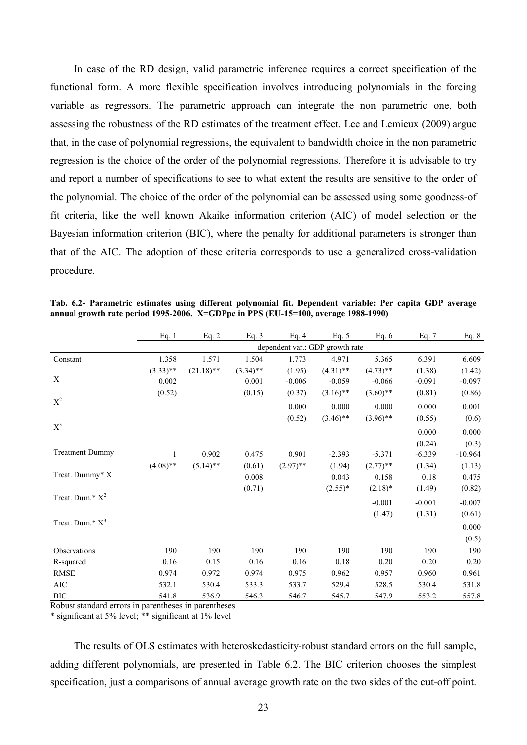In case of the RD design, valid parametric inference requires a correct specification of the functional form. A more flexible specification involves introducing polynomials in the forcing variable as regressors. The parametric approach can integrate the non parametric one, both assessing the robustness of the RD estimates of the treatment effect. Lee and Lemieux (2009) argue that, in the case of polynomial regressions, the equivalent to bandwidth choice in the non parametric regression is the choice of the order of the polynomial regressions. Therefore it is advisable to try and report a number of specifications to see to what extent the results are sensitive to the order of the polynomial. The choice of the order of the polynomial can be assessed using some goodness-of fit criteria, like the well known Akaike information criterion (AIC) of model selection or the Bayesian information criterion (BIC), where the penalty for additional parameters is stronger than that of the AIC. The adoption of these criteria corresponds to use a generalized cross-validation procedure.

**Tab. 6.2- Parametric estimates using different polynomial fit. Dependent variable: Per capita GDP average annual growth rate period 1995-2006. X=GDPpc in PPS (EU-15=100, average 1988-1990)**

| | Eq. 1 | Eq. 2 | Eq. 3 | Eq. 4 | Eq. 5 | Eq. 6 | Eq. 7 | Eq. 8 |
|---|---|---|---|---|---|---|---|---|
| | dependent var.: GDP growth rate | | | | | | | |
| Constant | 1.358 | 1.571 | 1.504 | 1.773 | 4.971 | 5.365 | 6.391 | 6.609 |
| | (3.33)** | (21.18)** | (3.34)** | (1.95) | (4.31)** | (4.73)** | (1.38) | (1.42) |
| X | 0.002 | | 0.001 | -0.006 | -0.059 | -0.066 | -0.091 | -0.097 |
| | (0.52) | | (0.15) | (0.37) | (3.16)** | (3.60)** | (0.81) | (0.86) |
| $X^2$ | | | | 0.000 | 0.000 | 0.000 | 0.000 | 0.001 |
| | | | | (0.52) | (3.46)** | (3.96)** | (0.55) | (0.6) |
| $X^3$ | | | | | | | 0.000 | 0.000 |
| | | | | | | | (0.24) | (0.3) |
| Treatment Dummy | 1 | 0.902 | 0.475 | 0.901 | -2.393 | -5.371 | -6.339 | -10.964 |
| | (4.08)** | (5.14)** | (0.61) | (2.97)** | (1.94) | (2.77)** | (1.34) | (1.13) |
| Treat. Dummy* X | | | 0.008 | | 0.043 | 0.158 | 0.18 | 0.475 |
| | | | (0.71) | | (2.55)* | (2.18)* | (1.49) | (0.82) |
| Treat. Dum.* $X^2$ | | | | | | -0.001 | -0.001 | -0.007 |
| | | | | | | (1.47) | (1.31) | (0.61) |
| Treat. Dum.* $X^3$ | | | | | | | | 0.000 |
| | | | | | | | | (0.5) |
| Observations | 190 | 190 | 190 | 190 | 190 | 190 | 190 | 190 |
| R-squared | 0.16 | 0.15 | 0.16 | 0.16 | 0.18 | 0.20 | 0.20 | 0.20 |
| RMSE | 0.974 | 0.972 | 0.974 | 0.975 | 0.962 | 0.957 | 0.960 | 0.961 |
| AIC | 532.1 | 530.4 | 533.3 | 533.7 | 529.4 | 528.5 | 530.4 | 531.8 |
| BIC | 541.8 | 536.9 | 546.3 | 546.7 | 545.7 | 547.9 | 553.2 | 557.8 |

Robust standard errors in parentheses in parentheses
* significant at 5% level; ** significant at 1% level

The results of OLS estimates with heteroskedasticity-robust standard errors on the full sample, adding different polynomials, are presented in Table 6.2. The BIC criterion chooses the simplest specification, just a comparisons of annual average growth rate on the two sides of the cut-off point.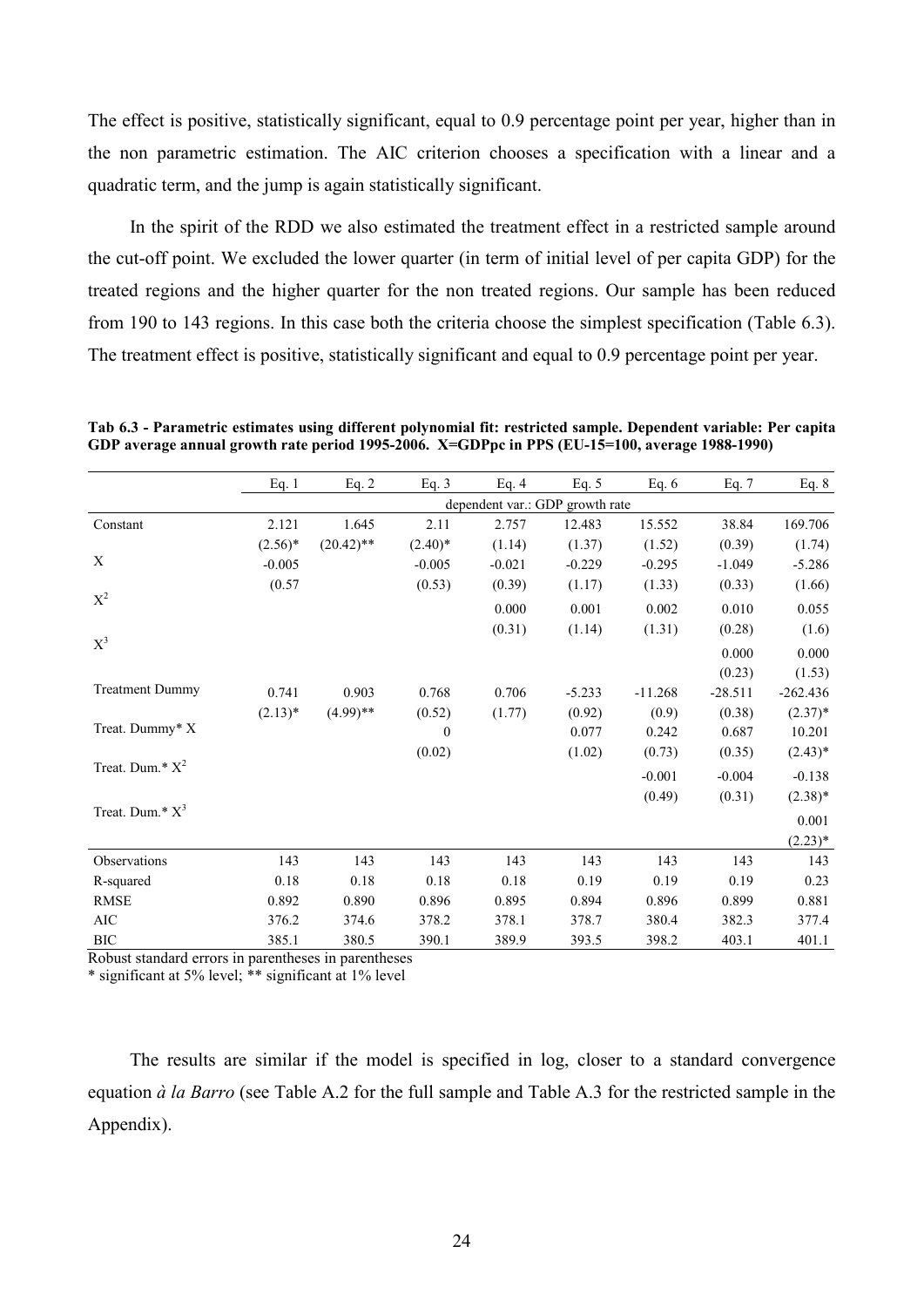The effect is positive, statistically significant, equal to 0.9 percentage point per year, higher than in the non parametric estimation. The AIC criterion chooses a specification with a linear and a quadratic term, and the jump is again statistically significant.

In the spirit of the RDD we also estimated the treatment effect in a restricted sample around the cut-off point. We excluded the lower quarter (in term of initial level of per capita GDP) for the treated regions and the higher quarter for the non treated regions. Our sample has been reduced from 190 to 143 regions. In this case both the criteria choose the simplest specification (Table 6.3). The treatment effect is positive, statistically significant and equal to 0.9 percentage point per year.

**Tab 6.3 - Parametric estimates using different polynomial fit: restricted sample. Dependent variable: Per capita GDP average annual growth rate period 1995-2006. X=GDPpc in PPS (EU-15=100, average 1988-1990)**

| | Eq. 1 | Eq. 2 | Eq. 3 | Eq. 4 | Eq. 5 | Eq. 6 | Eq. 7 | Eq. 8 |
|---|---|---|---|---|---|---|---|---|
| | dependent var.: GDP growth rate | | | | | | | |
| Constant | 2.121 | 1.645 | 2.11 | 2.757 | 12.483 | 15.552 | 38.84 | 169.706 |
| | (2.56)* | (20.42)** | (2.40)* | (1.14) | (1.37) | (1.52) | (0.39) | (1.74) |
| X | -0.005 | | -0.005 | -0.021 | -0.229 | -0.295 | -1.049 | -5.286 |
| | (0.57 | | (0.53) | (0.39) | (1.17) | (1.33) | (0.33) | (1.66) |
| $X^2$ | | | | 0.000 | 0.001 | 0.002 | 0.010 | 0.055 |
| | | | | (0.31) | (1.14) | (1.31) | (0.28) | (1.6) |
| $X^3$ | | | | | | | 0.000 | 0.000 |
| | | | | | | | (0.23) | (1.53) |
| Treatment Dummy | 0.741 | 0.903 | 0.768 | 0.706 | -5.233 | -11.268 | -28.511 | -262.436 |
| | (2.13)* | (4.99)** | (0.52) | (1.77) | (0.92) | (0.9) | (0.38) | (2.37)* |
| Treat. Dummy* X | | | 0 | | 0.077 | 0.242 | 0.687 | 10.201 |
| | | | (0.02) | | (1.02) | (0.73) | (0.35) | (2.43)* |
| Treat. Dum.* $X^2$ | | | | | | -0.001 | -0.004 | -0.138 |
| | | | | | | (0.49) | (0.31) | (2.38)* |
| Treat. Dum.* $X^3$ | | | | | | | | 0.001 |
| | | | | | | | | (2.23)* |
| Observations | 143 | 143 | 143 | 143 | 143 | 143 | 143 | 143 |
| R-squared | 0.18 | 0.18 | 0.18 | 0.18 | 0.19 | 0.19 | 0.19 | 0.23 |
| RMSE | 0.892 | 0.890 | 0.896 | 0.895 | 0.894 | 0.896 | 0.899 | 0.881 |
| AIC | 376.2 | 374.6 | 378.2 | 378.1 | 378.7 | 380.4 | 382.3 | 377.4 |
| BIC | 385.1 | 380.5 | 390.1 | 389.9 | 393.5 | 398.2 | 403.1 | 401.1 |

Robust standard errors in parentheses in parentheses
* significant at 5% level; ** significant at 1% level

The results are similar if the model is specified in log, closer to a standard convergence equation *à la Barro* (see Table A.2 for the full sample and Table A.3 for the restricted sample in the Appendix).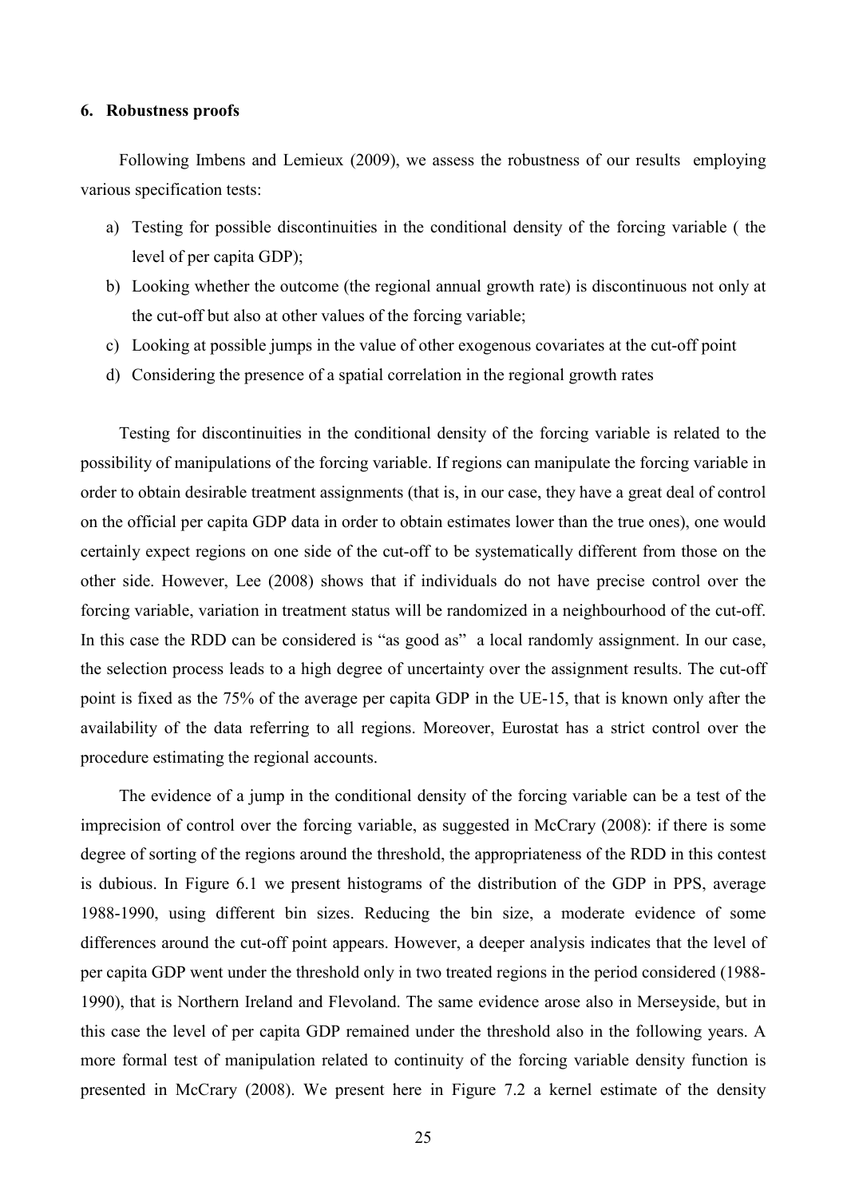### 6. Robustness proofs

Following Imbens and Lemieux (2009), we assess the robustness of our results employing various specification tests:

a) Testing for possible discontinuities in the conditional density of the forcing variable ( the level of per capita GDP);
b) Looking whether the outcome (the regional annual growth rate) is discontinuous not only at the cut-off but also at other values of the forcing variable;
c) Looking at possible jumps in the value of other exogenous covariates at the cut-off point
d) Considering the presence of a spatial correlation in the regional growth rates

Testing for discontinuities in the conditional density of the forcing variable is related to the possibility of manipulations of the forcing variable. If regions can manipulate the forcing variable in order to obtain desirable treatment assignments (that is, in our case, they have a great deal of control on the official per capita GDP data in order to obtain estimates lower than the true ones), one would certainly expect regions on one side of the cut-off to be systematically different from those on the other side. However, Lee (2008) shows that if individuals do not have precise control over the forcing variable, variation in treatment status will be randomized in a neighbourhood of the cut-off. In this case the RDD can be considered is "as good as" a local randomly assignment. In our case, the selection process leads to a high degree of uncertainty over the assignment results. The cut-off point is fixed as the 75% of the average per capita GDP in the UE-15, that is known only after the availability of the data referring to all regions. Moreover, Eurostat has a strict control over the procedure estimating the regional accounts.

The evidence of a jump in the conditional density of the forcing variable can be a test of the imprecision of control over the forcing variable, as suggested in McCrary (2008): if there is some degree of sorting of the regions around the threshold, the appropriateness of the RDD in this contest is dubious. In Figure 6.1 we present histograms of the distribution of the GDP in PPS, average 1988-1990, using different bin sizes. Reducing the bin size, a moderate evidence of some differences around the cut-off point appears. However, a deeper analysis indicates that the level of per capita GDP went under the threshold only in two treated regions in the period considered (1988-1990), that is Northern Ireland and Flevoland. The same evidence arose also in Merseyside, but in this case the level of per capita GDP remained under the threshold also in the following years. A more formal test of manipulation related to continuity of the forcing variable density function is presented in McCrary (2008). We present here in Figure 7.2 a kernel estimate of the density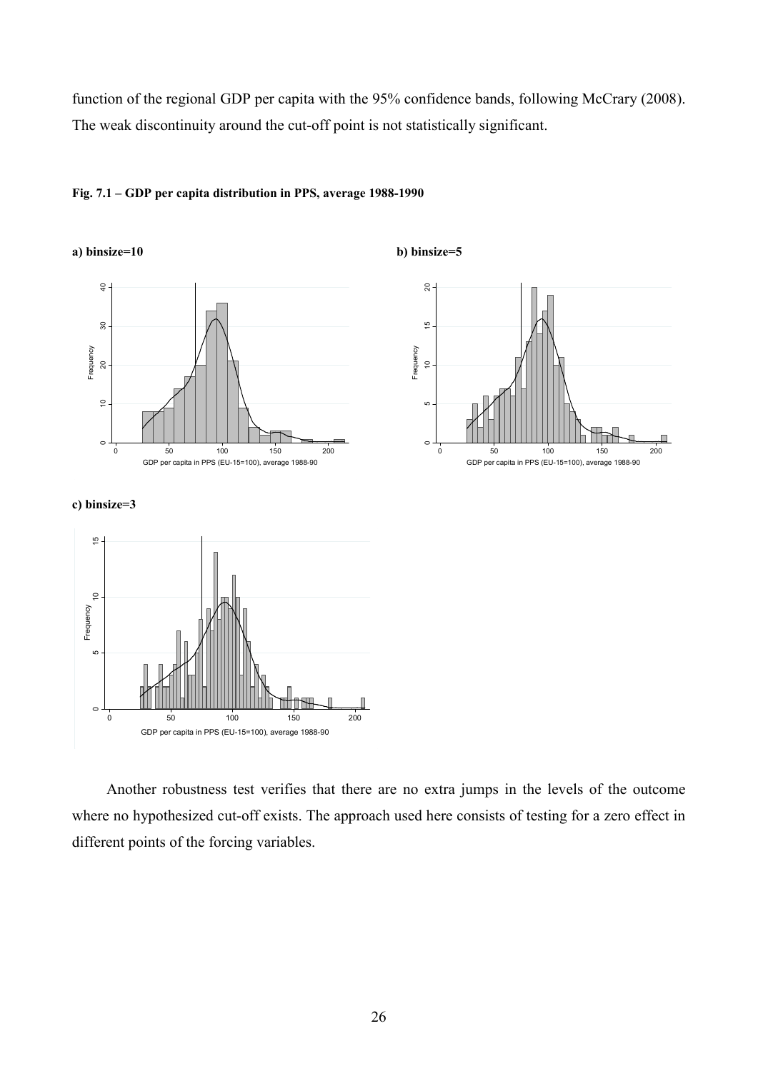function of the regional GDP per capita with the 95% confidence bands, following McCrary (2008). The weak discontinuity around the cut-off point is not statistically significant.

**Fig. 7.1 – GDP per capita distribution in PPS, average 1988-1990**

**a) binsize=10**

**b) binsize=5**

**c) binsize=3**

Another robustness test verifies that there are no extra jumps in the levels of the outcome where no hypothesized cut-off exists. The approach used here consists of testing for a zero effect in different points of the forcing variables.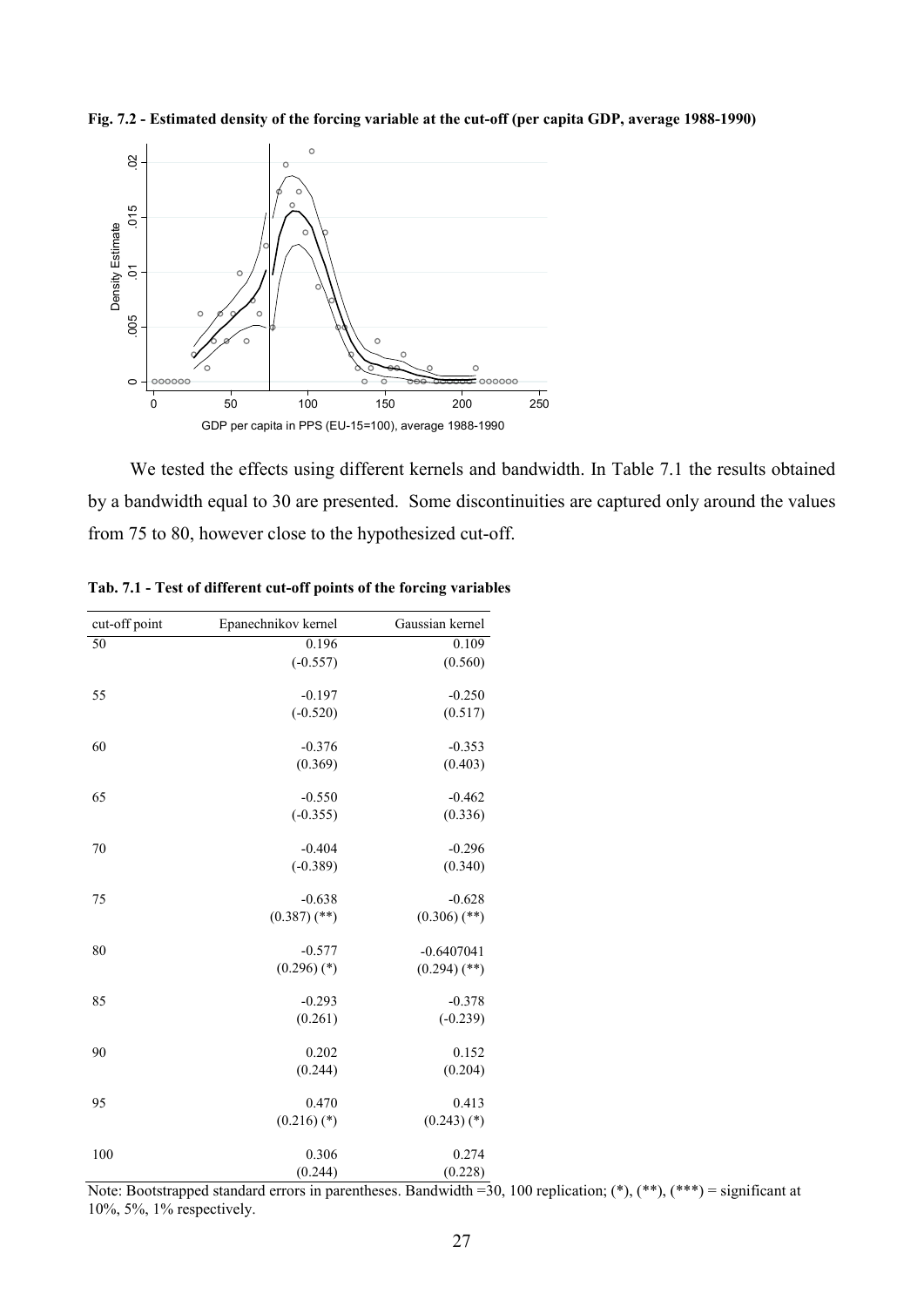**Fig. 7.2 - Estimated density of the forcing variable at the cut-off (per capita GDP, average 1988-1990)**

We tested the effects using different kernels and bandwidth. In Table 7.1 the results obtained by a bandwidth equal to 30 are presented. Some discontinuities are captured only around the values from 75 to 80, however close to the hypothesized cut-off.

**Tab. 7.1 - Test of different cut-off points of the forcing variables**

| cut-off point | Epanechnikov kernel | Gaussian kernel |
|---|---|---|
| 50 | 0.196 | 0.109 |
| | (-0.557) | (0.560) |
| 55 | -0.197 | -0.250 |
| | (-0.520) | (0.517) |
| 60 | -0.376 | -0.353 |
| | (0.369) | (0.403) |
| 65 | -0.550 | -0.462 |
| | (-0.355) | (0.336) |
| 70 | -0.404 | -0.296 |
| | (-0.389) | (0.340) |
| 75 | -0.638 | -0.628 |
| | (0.387) (**) | (0.306) (**) |
| 80 | -0.577 | -0.6407041 |
| | (0.296) (*) | (0.294) (**) |
| 85 | -0.293 | -0.378 |
| | (0.261) | (-0.239) |
| 90 | 0.202 | 0.152 |
| | (0.244) | (0.204) |
| 95 | 0.470 | 0.413 |
| | (0.216) (*) | (0.243) (*) |
| 100 | 0.306 | 0.274 |
| | (0.244) | (0.228) |

Note: Bootstrapped standard errors in parentheses. Bandwidth =30, 100 replication; (*), (**), (***) = significant at 10%, 5%, 1% respectively.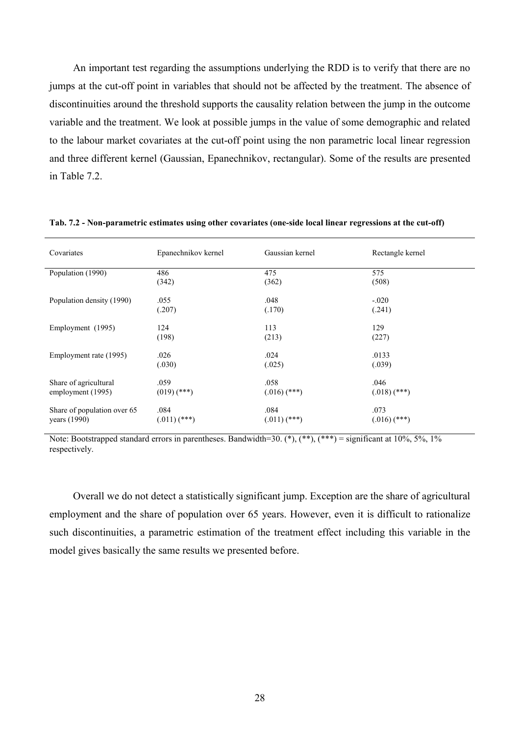An important test regarding the assumptions underlying the RDD is to verify that there are no jumps at the cut-off point in variables that should not be affected by the treatment. The absence of discontinuities around the threshold supports the causality relation between the jump in the outcome variable and the treatment. We look at possible jumps in the value of some demographic and related to the labour market covariates at the cut-off point using the non parametric local linear regression and three different kernel (Gaussian, Epanechnikov, rectangular). Some of the results are presented in Table 7.2.

**Tab. 7.2 - Non-parametric estimates using other covariates (one-side local linear regressions at the cut-off)**

| Covariates | Epanechnikov kernel | Gaussian kernel | Rectangle kernel |
|---|---|---|---|
| Population (1990) | 486<br>(342) | 475<br>(362) | 575<br>(508) |
| Population density (1990) | .055<br>(.207) | .048<br>(.170) | -.020<br>(.241) |
| Employment (1995) | 124<br>(198) | 113<br>(213) | 129<br>(227) |
| Employment rate (1995) | .026<br>(.030) | .024<br>(.025) | .0133<br>(.039) |
| Share of agricultural employment (1995) | .059<br>(019) (***) | .058<br>(.016) (***) | .046<br>(.018) (***) |
| Share of population over 65 years (1990) | .084<br>(.011) (***) | .084<br>(.011) (***) | .073<br>(.016) (***) |

Note: Bootstrapped standard errors in parentheses. Bandwidth=30. (*), (**), (***) = significant at 10%, 5%, 1% respectively.

Overall we do not detect a statistically significant jump. Exception are the share of agricultural employment and the share of population over 65 years. However, even it is difficult to rationalize such discontinuities, a parametric estimation of the treatment effect including this variable in the model gives basically the same results we presented before.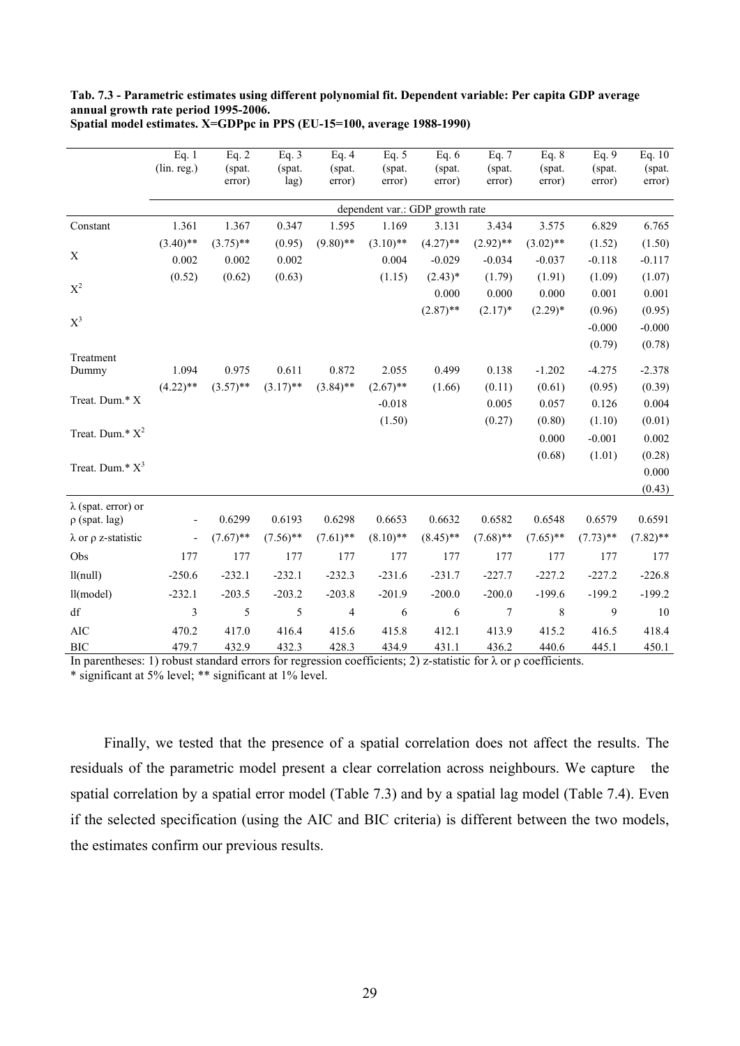**Tab. 7.3 - Parametric estimates using different polynomial fit. Dependent variable: Per capita GDP average annual growth rate period 1995-2006.**
**Spatial model estimates. X=GDPpc in PPS (EU-15=100, average 1988-1990)**

| | Eq. 1 (lin. reg.) | Eq. 2 (spat. error) | Eq. 3 (spat. lag) | Eq. 4 (spat. error) | Eq. 5 (spat. error) | Eq. 6 (spat. error) | Eq. 7 (spat. error) | Eq. 8 (spat. error) | Eq. 9 (spat. error) | Eq. 10 (spat. error) |
|---|---|---|---|---|---|---|---|---|---|---|
| | dependent var.: GDP growth rate | | | | | | | | | |
| Constant | 1.361 | 1.367 | 0.347 | 1.595 | 1.169 | 3.131 | 3.434 | 3.575 | 6.829 | 6.765 |
| | (3.40)** | (3.75)** | (0.95) | (9.80)** | (3.10)** | (4.27)** | (2.92)** | (3.02)** | (1.52) | (1.50) |
| X | 0.002 | 0.002 | 0.002 | | 0.004 | -0.029 | -0.034 | -0.037 | -0.118 | -0.117 |
| | (0.52) | (0.62) | (0.63) | | (1.15) | (2.43)* | (1.79) | (1.91) | (1.09) | (1.07) |
| $X^2$ | | | | | | 0.000 | 0.000 | 0.000 | 0.001 | 0.001 |
| | | | | | | (2.87)** | (2.17)* | (2.29)* | (0.96) | (0.95) |
| $X^3$ | | | | | | | | | -0.000 | -0.000 |
| | | | | | | | | | (0.79) | (0.78) |
| Treatment Dummy | 1.094 | 0.975 | 0.611 | 0.872 | 2.055 | 0.499 | 0.138 | -1.202 | -4.275 | -2.378 |
| | (4.22)** | (3.57)** | (3.17)** | (3.84)** | (2.67)** | (1.66) | (0.11) | (0.61) | (0.95) | (0.39) |
| Treat. Dum.* X | | | | | -0.018 | | 0.005 | 0.057 | 0.126 | 0.004 |
| | | | | | (1.50) | | (0.27) | (0.80) | (1.10) | (0.01) |
| Treat. Dum.* $X^2$ | | | | | | | | 0.000 | -0.001 | 0.002 |
| | | | | | | | | (0.68) | (1.01) | (0.28) |
| Treat. Dum.* $X^3$ | | | | | | | | | | 0.000 |
| | | | | | | | | | | (0.43) |
| λ (spat. error) or ρ (spat. lag) | - | 0.6299 | 0.6193 | 0.6298 | 0.6653 | 0.6632 | 0.6582 | 0.6548 | 0.6579 | 0.6591 |
| λ or ρ z-statistic | - | (7.67)** | (7.56)** | (7.61)** | (8.10)** | (8.45)** | (7.68)** | (7.65)** | (7.73)** | (7.82)** |
| Obs | 177 | 177 | 177 | 177 | 177 | 177 | 177 | 177 | 177 | 177 |
| ll(null) | -250.6 | -232.1 | -232.1 | -232.3 | -231.6 | -231.7 | -227.7 | -227.2 | -227.2 | -226.8 |
| ll(model) | -232.1 | -203.5 | -203.2 | -203.8 | -201.9 | -200.0 | -200.0 | -199.6 | -199.2 | -199.2 |
| df | 3 | 5 | 5 | 4 | 6 | 6 | 7 | 8 | 9 | 10 |
| AIC | 470.2 | 417.0 | 416.4 | 415.6 | 415.8 | 412.1 | 413.9 | 415.2 | 416.5 | 418.4 |
| BIC | 479.7 | 432.9 | 432.3 | 428.3 | 434.9 | 431.1 | 436.2 | 440.6 | 445.1 | 450.1 |

In parentheses: 1) robust standard errors for regression coefficients; 2) z-statistic for λ or ρ coefficients.
* significant at 5% level; ** significant at 1% level.

Finally, we tested that the presence of a spatial correlation does not affect the results. The residuals of the parametric model present a clear correlation across neighbours. We capture the spatial correlation by a spatial error model (Table 7.3) and by a spatial lag model (Table 7.4). Even if the selected specification (using the AIC and BIC criteria) is different between the two models, the estimates confirm our previous results.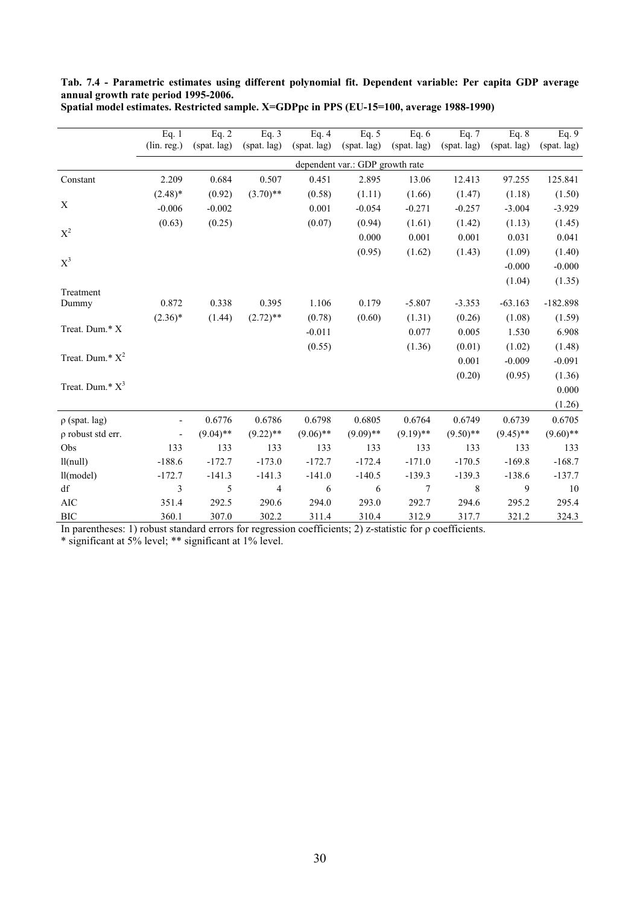**Tab. 7.4 - Parametric estimates using different polynomial fit. Dependent variable: Per capita GDP average annual growth rate period 1995-2006.**
**Spatial model estimates. Restricted sample. X=GDPpc in PPS (EU-15=100, average 1988-1990)**

| | Eq. 1 (lin. reg.) | Eq. 2 (spat. lag) | Eq. 3 (spat. lag) | Eq. 4 (spat. lag) | Eq. 5 (spat. lag) | Eq. 6 (spat. lag) | Eq. 7 (spat. lag) | Eq. 8 (spat. lag) | Eq. 9 (spat. lag) |
|---|---|---|---|---|---|---|---|---|---|
| | | | | | dependent var.: GDP growth rate | | | | |
| Constant | 2.209 | 0.684 | 0.507 | 0.451 | 2.895 | 13.06 | 12.413 | 97.255 | 125.841 |
| | (2.48)* | (0.92) | (3.70)** | (0.58) | (1.11) | (1.66) | (1.47) | (1.18) | (1.50) |
| X | -0.006 | -0.002 | | 0.001 | -0.054 | -0.271 | -0.257 | -3.004 | -3.929 |
| | (0.63) | (0.25) | | (0.07) | (0.94) | (1.61) | (1.42) | (1.13) | (1.45) |
| $X^2$ | | | | | 0.000 | 0.001 | 0.001 | 0.031 | 0.041 |
| | | | | | (0.95) | (1.62) | (1.43) | (1.09) | (1.40) |
| $X^3$ | | | | | | | | -0.000 | -0.000 |
| | | | | | | | | (1.04) | (1.35) |
| Treatment Dummy | 0.872 | 0.338 | 0.395 | 1.106 | 0.179 | -5.807 | -3.353 | -63.163 | -182.898 |
| | (2.36)* | (1.44) | (2.72)** | (0.78) | (0.60) | (1.31) | (0.26) | (1.08) | (1.59) |
| Treat. Dum.* X | | | | -0.011 | | 0.077 | 0.005 | 1.530 | 6.908 |
| | | | | (0.55) | | (1.36) | (0.01) | (1.02) | (1.48) |
| Treat. Dum.* $X^2$ | | | | | | | 0.001 | -0.009 | -0.091 |
| | | | | | | | (0.20) | (0.95) | (1.36) |
| Treat. Dum.* $X^3$ | | | | | | | | | 0.000 |
| | | | | | | | | | (1.26) |
| ρ (spat. lag) | - | 0.6776 | 0.6786 | 0.6798 | 0.6805 | 0.6764 | 0.6749 | 0.6739 | 0.6705 |
| ρ robust std err. | - | (9.04)** | (9.22)** | (9.06)** | (9.09)** | (9.19)** | (9.50)** | (9.45)** | (9.60)** |
| Obs | 133 | 133 | 133 | 133 | 133 | 133 | 133 | 133 | 133 |
| ll(null) | -188.6 | -172.7 | -173.0 | -172.7 | -172.4 | -171.0 | -170.5 | -169.8 | -168.7 |
| ll(model) | -172.7 | -141.3 | -141.3 | -141.0 | -140.5 | -139.3 | -139.3 | -138.6 | -137.7 |
| df | 3 | 5 | 4 | 6 | 6 | 7 | 8 | 9 | 10 |
| AIC | 351.4 | 292.5 | 290.6 | 294.0 | 293.0 | 292.7 | 294.6 | 295.2 | 295.4 |
| BIC | 360.1 | 307.0 | 302.2 | 311.4 | 310.4 | 312.9 | 317.7 | 321.2 | 324.3 |

In parentheses: 1) robust standard errors for regression coefficients; 2) z-statistic for ρ coefficients.
* significant at 5% level; ** significant at 1% level.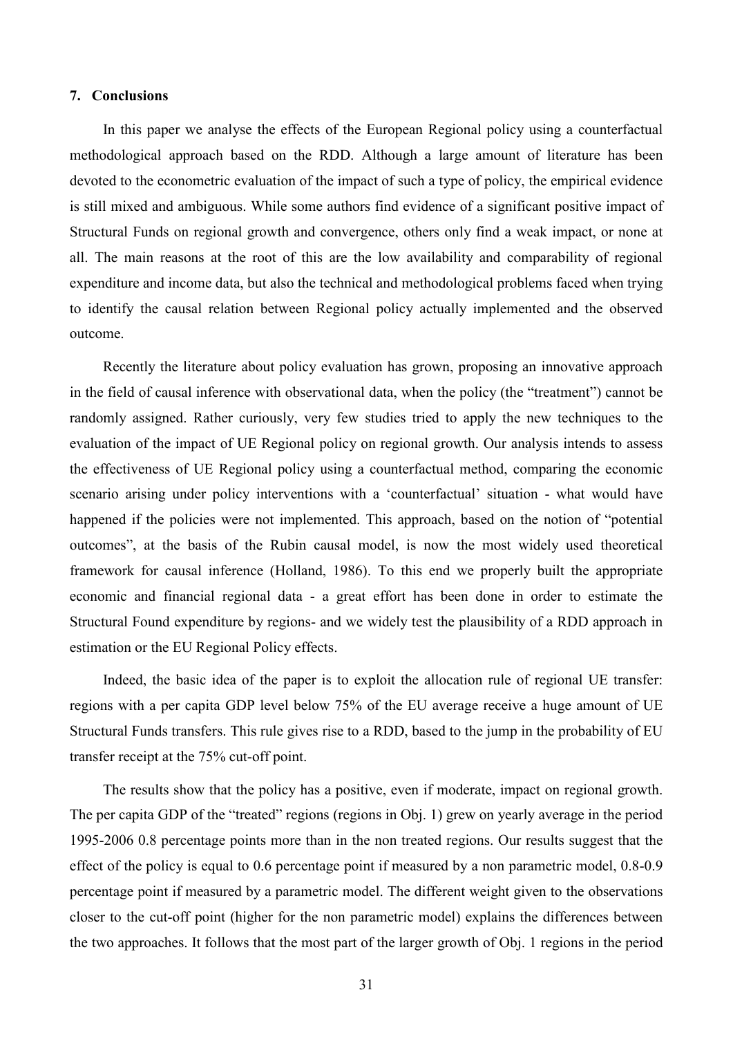## 7. Conclusions

In this paper we analyse the effects of the European Regional policy using a counterfactual methodological approach based on the RDD. Although a large amount of literature has been devoted to the econometric evaluation of the impact of such a type of policy, the empirical evidence is still mixed and ambiguous. While some authors find evidence of a significant positive impact of Structural Funds on regional growth and convergence, others only find a weak impact, or none at all. The main reasons at the root of this are the low availability and comparability of regional expenditure and income data, but also the technical and methodological problems faced when trying to identify the causal relation between Regional policy actually implemented and the observed outcome.

Recently the literature about policy evaluation has grown, proposing an innovative approach in the field of causal inference with observational data, when the policy (the "treatment") cannot be randomly assigned. Rather curiously, very few studies tried to apply the new techniques to the evaluation of the impact of UE Regional policy on regional growth. Our analysis intends to assess the effectiveness of UE Regional policy using a counterfactual method, comparing the economic scenario arising under policy interventions with a 'counterfactual' situation - what would have happened if the policies were not implemented. This approach, based on the notion of "potential outcomes", at the basis of the Rubin causal model, is now the most widely used theoretical framework for causal inference (Holland, 1986). To this end we properly built the appropriate economic and financial regional data - a great effort has been done in order to estimate the Structural Found expenditure by regions- and we widely test the plausibility of a RDD approach in estimation or the EU Regional Policy effects.

Indeed, the basic idea of the paper is to exploit the allocation rule of regional UE transfer: regions with a per capita GDP level below 75% of the EU average receive a huge amount of UE Structural Funds transfers. This rule gives rise to a RDD, based to the jump in the probability of EU transfer receipt at the 75% cut-off point.

The results show that the policy has a positive, even if moderate, impact on regional growth. The per capita GDP of the "treated" regions (regions in Obj. 1) grew on yearly average in the period 1995-2006 0.8 percentage points more than in the non treated regions. Our results suggest that the effect of the policy is equal to 0.6 percentage point if measured by a non parametric model, 0.8-0.9 percentage point if measured by a parametric model. The different weight given to the observations closer to the cut-off point (higher for the non parametric model) explains the differences between the two approaches. It follows that the most part of the larger growth of Obj. 1 regions in the period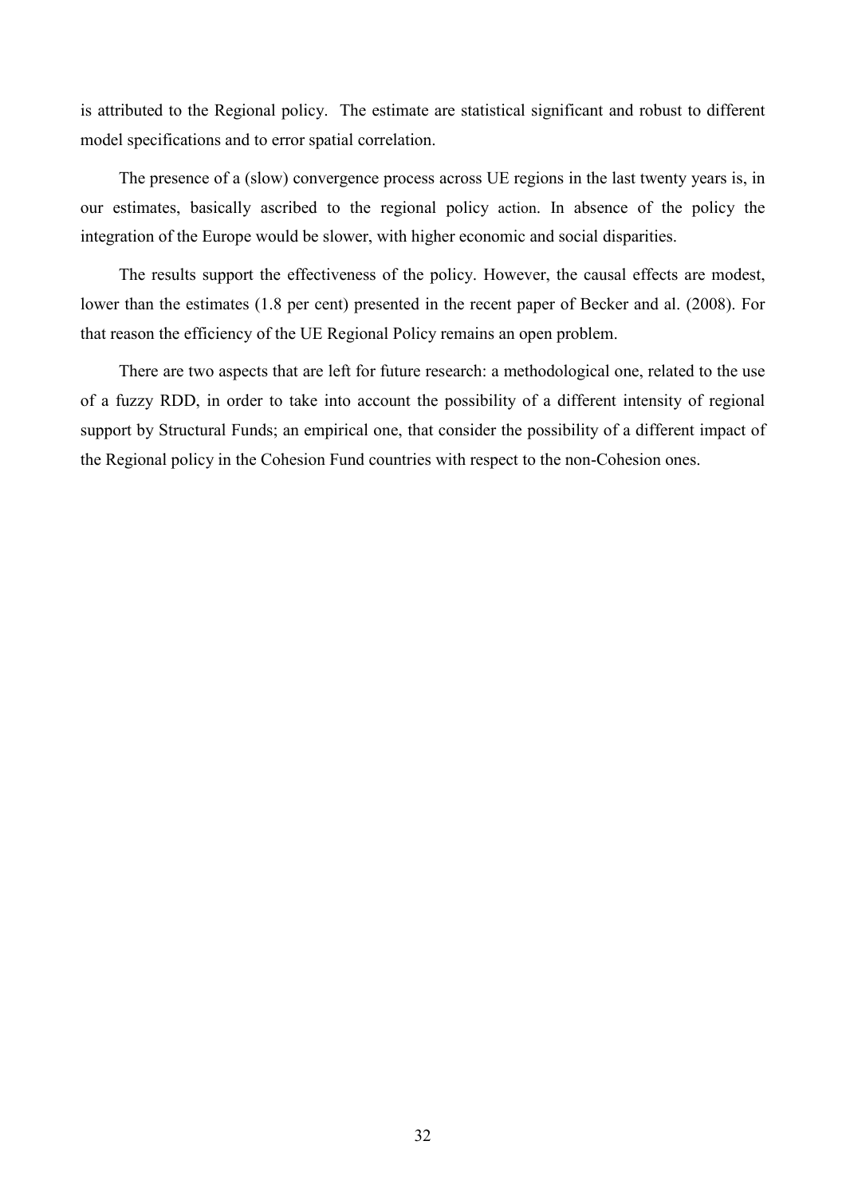is attributed to the Regional policy. The estimate are statistical significant and robust to different model specifications and to error spatial correlation.

The presence of a (slow) convergence process across UE regions in the last twenty years is, in our estimates, basically ascribed to the regional policy action. In absence of the policy the integration of the Europe would be slower, with higher economic and social disparities.

The results support the effectiveness of the policy. However, the causal effects are modest, lower than the estimates (1.8 per cent) presented in the recent paper of Becker and al. (2008). For that reason the efficiency of the UE Regional Policy remains an open problem.

There are two aspects that are left for future research: a methodological one, related to the use of a fuzzy RDD, in order to take into account the possibility of a different intensity of regional support by Structural Funds; an empirical one, that consider the possibility of a different impact of the Regional policy in the Cohesion Fund countries with respect to the non-Cohesion ones.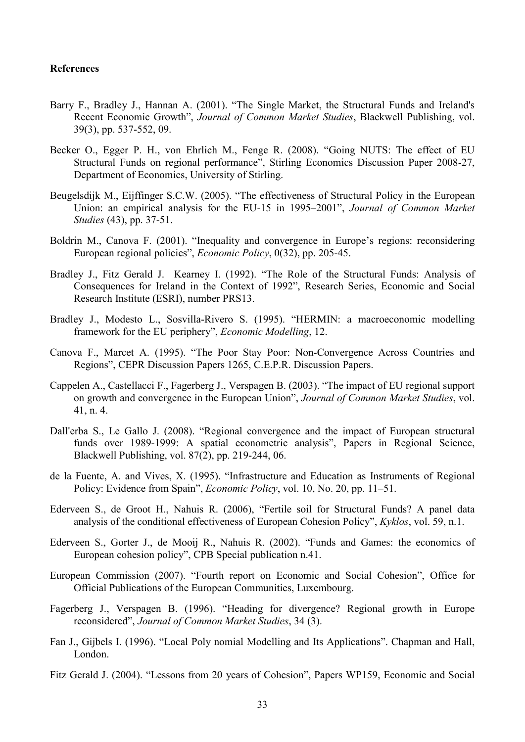**References**

Barry F., Bradley J., Hannan A. (2001). "The Single Market, the Structural Funds and Ireland's Recent Economic Growth", *Journal of Common Market Studies*, Blackwell Publishing, vol. 39(3), pp. 537-552, 09.

Becker O., Egger P. H., von Ehrlich M., Fenge R. (2008). "Going NUTS: The effect of EU Structural Funds on regional performance", Stirling Economics Discussion Paper 2008-27, Department of Economics, University of Stirling.

Beugelsdijk M., Eijffinger S.C.W. (2005). "The effectiveness of Structural Policy in the European Union: an empirical analysis for the EU-15 in 1995–2001", *Journal of Common Market Studies* (43), pp. 37-51.

Boldrin M., Canova F. (2001). "Inequality and convergence in Europe's regions: reconsidering European regional policies", *Economic Policy*, 0(32), pp. 205-45.

Bradley J., Fitz Gerald J. Kearney I. (1992). "The Role of the Structural Funds: Analysis of Consequences for Ireland in the Context of 1992", Research Series, Economic and Social Research Institute (ESRI), number PRS13.

Bradley J., Modesto L., Sosvilla-Rivero S. (1995). "HERMIN: a macroeconomic modelling framework for the EU periphery", *Economic Modelling*, 12.

Canova F., Marcet A. (1995). "The Poor Stay Poor: Non-Convergence Across Countries and Regions", CEPR Discussion Papers 1265, C.E.P.R. Discussion Papers.

Cappelen A., Castellacci F., Fagerberg J., Verspagen B. (2003). "The impact of EU regional support on growth and convergence in the European Union", *Journal of Common Market Studies*, vol. 41, n. 4.

Dall'erba S., Le Gallo J. (2008). "Regional convergence and the impact of European structural funds over 1989-1999: A spatial econometric analysis", Papers in Regional Science, Blackwell Publishing, vol. 87(2), pp. 219-244, 06.

de la Fuente, A. and Vives, X. (1995). "Infrastructure and Education as Instruments of Regional Policy: Evidence from Spain", *Economic Policy*, vol. 10, No. 20, pp. 11–51.

Ederveen S., de Groot H., Nahuis R. (2006), "Fertile soil for Structural Funds? A panel data analysis of the conditional effectiveness of European Cohesion Policy", *Kyklos*, vol. 59, n.1.

Ederveen S., Gorter J., de Mooij R., Nahuis R. (2002). "Funds and Games: the economics of European cohesion policy", CPB Special publication n.41.

European Commission (2007). "Fourth report on Economic and Social Cohesion", Office for Official Publications of the European Communities, Luxembourg.

Fagerberg J., Verspagen B. (1996). "Heading for divergence? Regional growth in Europe reconsidered", *Journal of Common Market Studies*, 34 (3).

Fan J., Gijbels I. (1996). "Local Poly nomial Modelling and Its Applications". Chapman and Hall, London.

Fitz Gerald J. (2004). "Lessons from 20 years of Cohesion", Papers WP159, Economic and Social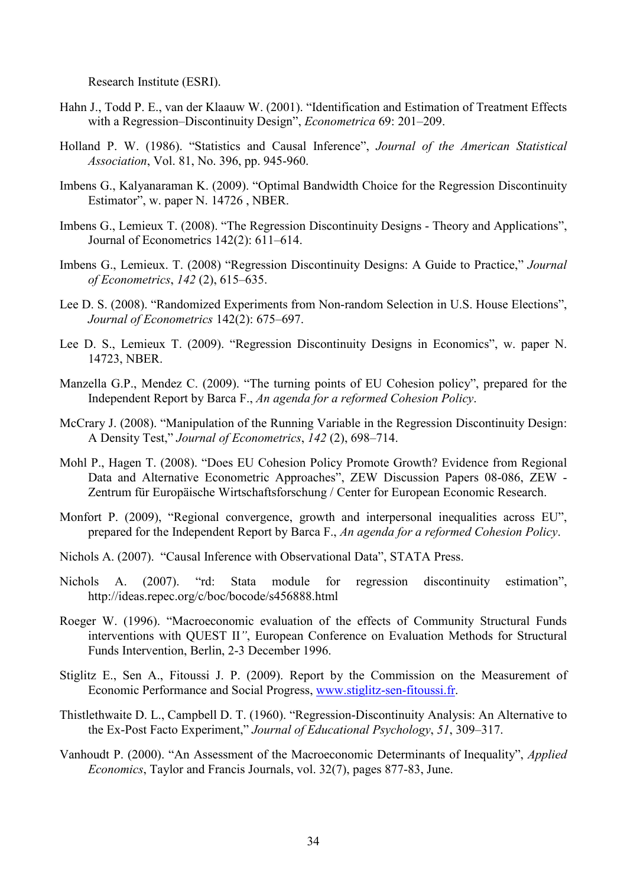Research Institute (ESRI).

Hahn J., Todd P. E., van der Klaauw W. (2001). "Identification and Estimation of Treatment Effects with a Regression–Discontinuity Design", *Econometrica* 69: 201–209.

Holland P. W. (1986). "Statistics and Causal Inference", *Journal of the American Statistical Association*, Vol. 81, No. 396, pp. 945-960.

Imbens G., Kalyanaraman K. (2009). "Optimal Bandwidth Choice for the Regression Discontinuity Estimator", w. paper N. 14726 , NBER.

Imbens G., Lemieux T. (2008). "The Regression Discontinuity Designs - Theory and Applications", Journal of Econometrics 142(2): 611–614.

Imbens G., Lemieux. T. (2008) "Regression Discontinuity Designs: A Guide to Practice," *Journal of Econometrics*, *142* (2), 615–635.

Lee D. S. (2008). "Randomized Experiments from Non-random Selection in U.S. House Elections", *Journal of Econometrics* 142(2): 675–697.

Lee D. S., Lemieux T. (2009). "Regression Discontinuity Designs in Economics", w. paper N. 14723, NBER.

Manzella G.P., Mendez C. (2009). "The turning points of EU Cohesion policy", prepared for the Independent Report by Barca F., *An agenda for a reformed Cohesion Policy*.

McCrary J. (2008). "Manipulation of the Running Variable in the Regression Discontinuity Design: A Density Test," *Journal of Econometrics*, *142* (2), 698–714.

Mohl P., Hagen T. (2008). "Does EU Cohesion Policy Promote Growth? Evidence from Regional Data and Alternative Econometric Approaches", ZEW Discussion Papers 08-086, ZEW - Zentrum für Europäische Wirtschaftsforschung / Center for European Economic Research.

Monfort P. (2009), "Regional convergence, growth and interpersonal inequalities across EU", prepared for the Independent Report by Barca F., *An agenda for a reformed Cohesion Policy*.

Nichols A. (2007). "Causal Inference with Observational Data", STATA Press.

Nichols A. (2007). "rd: Stata module for regression discontinuity estimation", http://ideas.repec.org/c/boc/bocode/s456888.html

Roeger W. (1996). "Macroeconomic evaluation of the effects of Community Structural Funds interventions with QUEST II", European Conference on Evaluation Methods for Structural Funds Intervention, Berlin, 2-3 December 1996.

Stiglitz E., Sen A., Fitoussi J. P. (2009). Report by the Commission on the Measurement of Economic Performance and Social Progress, www.stiglitz-sen-fitoussi.fr.

Thistlethwaite D. L., Campbell D. T. (1960). "Regression-Discontinuity Analysis: An Alternative to the Ex-Post Facto Experiment," *Journal of Educational Psychology*, *51*, 309–317.

Vanhoudt P. (2000). "An Assessment of the Macroeconomic Determinants of Inequality", *Applied Economics*, Taylor and Francis Journals, vol. 32(7), pages 877-83, June.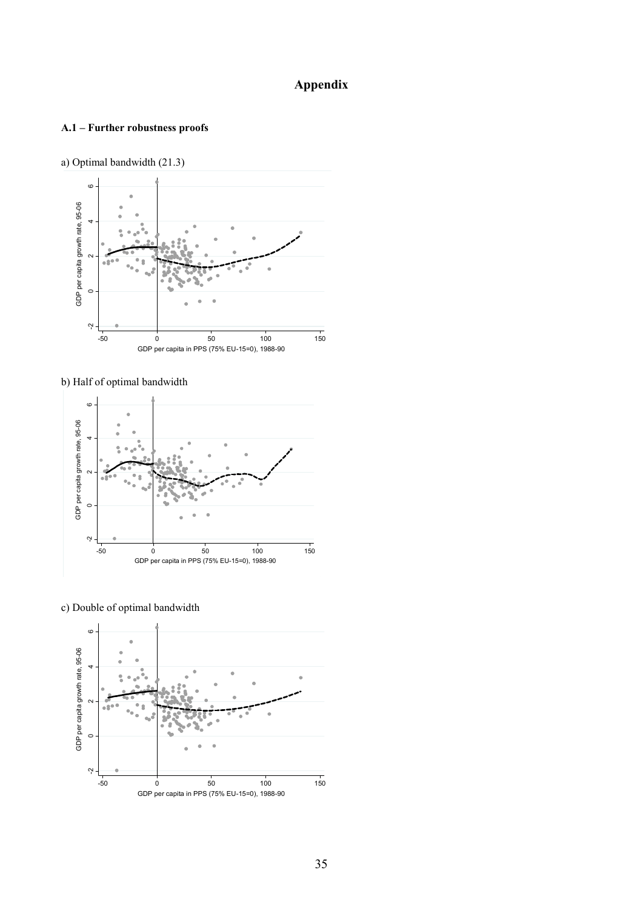# Appendix

## A.1 – Further robustness proofs

a) Optimal bandwidth (21.3)

b) Half of optimal bandwidth

c) Double of optimal bandwidth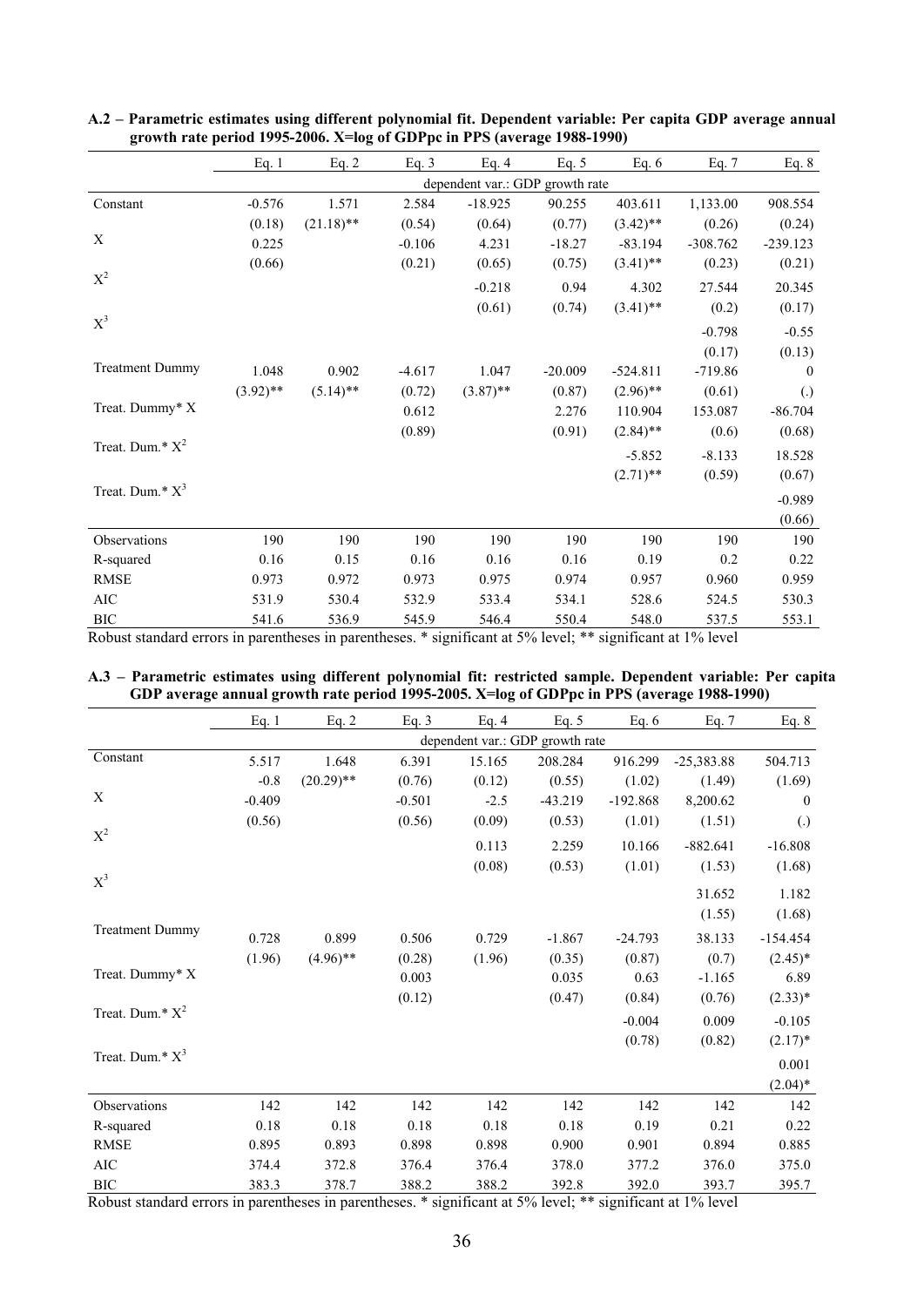**A.2 – Parametric estimates using different polynomial fit. Dependent variable: Per capita GDP average annual growth rate period 1995-2006. X=log of GDPpc in PPS (average 1988-1990)**

| | Eq. 1 | Eq. 2 | Eq. 3 | Eq. 4 | Eq. 5 | Eq. 6 | Eq. 7 | Eq. 8 |
|---|---|---|---|---|---|---|---|---|
| | dependent var.: GDP growth rate | | | | | | | |
| Constant | -0.576 | 1.571 | 2.584 | -18.925 | 90.255 | 403.611 | 1,133.00 | 908.554 |
| | (0.18) | (21.18)** | (0.54) | (0.64) | (0.77) | (3.42)** | (0.26) | (0.24) |
| X | 0.225 | | -0.106 | 4.231 | -18.27 | -83.194 | -308.762 | -239.123 |
| | (0.66) | | (0.21) | (0.65) | (0.75) | (3.41)** | (0.23) | (0.21) |
| $X^2$ | | | | -0.218 | 0.94 | 4.302 | 27.544 | 20.345 |
| | | | | (0.61) | (0.74) | (3.41)** | (0.2) | (0.17) |
| $X^3$ | | | | | | | -0.798 | -0.55 |
| | | | | | | | (0.17) | (0.13) |
| Treatment Dummy | 1.048 | 0.902 | -4.617 | 1.047 | -20.009 | -524.811 | -719.86 | 0 |
| | (3.92)** | (5.14)** | (0.72) | (3.87)** | (0.87) | (2.96)** | (0.61) | (.) |
| Treat. Dummy* X | | | 0.612 | | 2.276 | 110.904 | 153.087 | -86.704 |
| | | | (0.89) | | (0.91) | (2.84)** | (0.6) | (0.68) |
| Treat. Dum.* $X^2$ | | | | | | -5.852 | -8.133 | 18.528 |
| | | | | | | (2.71)** | (0.59) | (0.67) |
| Treat. Dum.* $X^3$ | | | | | | | | -0.989 |
| | | | | | | | | (0.66) |
| Observations | 190 | 190 | 190 | 190 | 190 | 190 | 190 | 190 |
| R-squared | 0.16 | 0.15 | 0.16 | 0.16 | 0.16 | 0.19 | 0.2 | 0.22 |
| RMSE | 0.973 | 0.972 | 0.973 | 0.975 | 0.974 | 0.957 | 0.960 | 0.959 |
| AIC | 531.9 | 530.4 | 532.9 | 533.4 | 534.1 | 528.6 | 524.5 | 530.3 |
| BIC | 541.6 | 536.9 | 545.9 | 546.4 | 550.4 | 548.0 | 537.5 | 553.1 |

Robust standard errors in parentheses in parentheses. * significant at 5% level; ** significant at 1% level

**A.3 – Parametric estimates using different polynomial fit: restricted sample. Dependent variable: Per capita GDP average annual growth rate period 1995-2005. X=log of GDPpc in PPS (average 1988-1990)**

| | Eq. 1 | Eq. 2 | Eq. 3 | Eq. 4 | Eq. 5 | Eq. 6 | Eq. 7 | Eq. 8 |
|---|---|---|---|---|---|---|---|---|
| | dependent var.: GDP growth rate | | | | | | | |
| Constant | 5.517 | 1.648 | 6.391 | 15.165 | 208.284 | 916.299 | -25,383.88 | 504.713 |
| | -0.8 | (20.29)** | (0.76) | (0.12) | (0.55) | (1.02) | (1.49) | (1.69) |
| X | -0.409 | | -0.501 | -2.5 | -43.219 | -192.868 | 8,200.62 | 0 |
| | (0.56) | | (0.56) | (0.09) | (0.53) | (1.01) | (1.51) | (.) |
| $X^2$ | | | | 0.113 | 2.259 | 10.166 | -882.641 | -16.808 |
| | | | | (0.08) | (0.53) | (1.01) | (1.53) | (1.68) |
| $X^3$ | | | | | | | 31.652 | 1.182 |
| | | | | | | | (1.55) | (1.68) |
| Treatment Dummy | 0.728 | 0.899 | 0.506 | 0.729 | -1.867 | -24.793 | 38.133 | -154.454 |
| | (1.96) | (4.96)** | (0.28) | (1.96) | (0.35) | (0.87) | (0.7) | (2.45)* |
| Treat. Dummy* X | | | 0.003 | | 0.035 | 0.63 | -1.165 | 6.89 |
| | | | (0.12) | | (0.47) | (0.84) | (0.76) | (2.33)* |
| Treat. Dum.* $X^2$ | | | | | | -0.004 | 0.009 | -0.105 |
| | | | | | | (0.78) | (0.82) | (2.17)* |
| Treat. Dum.* $X^3$ | | | | | | | | 0.001 |
| | | | | | | | | (2.04)* |
| Observations | 142 | 142 | 142 | 142 | 142 | 142 | 142 | 142 |
| R-squared | 0.18 | 0.18 | 0.18 | 0.18 | 0.18 | 0.19 | 0.21 | 0.22 |
| RMSE | 0.895 | 0.893 | 0.898 | 0.898 | 0.900 | 0.901 | 0.894 | 0.885 |
| AIC | 374.4 | 372.8 | 376.4 | 376.4 | 378.0 | 377.2 | 376.0 | 375.0 |
| BIC | 383.3 | 378.7 | 388.2 | 388.2 | 392.8 | 392.0 | 393.7 | 395.7 |

Robust standard errors in parentheses in parentheses. * significant at 5% level; ** significant at 1% level